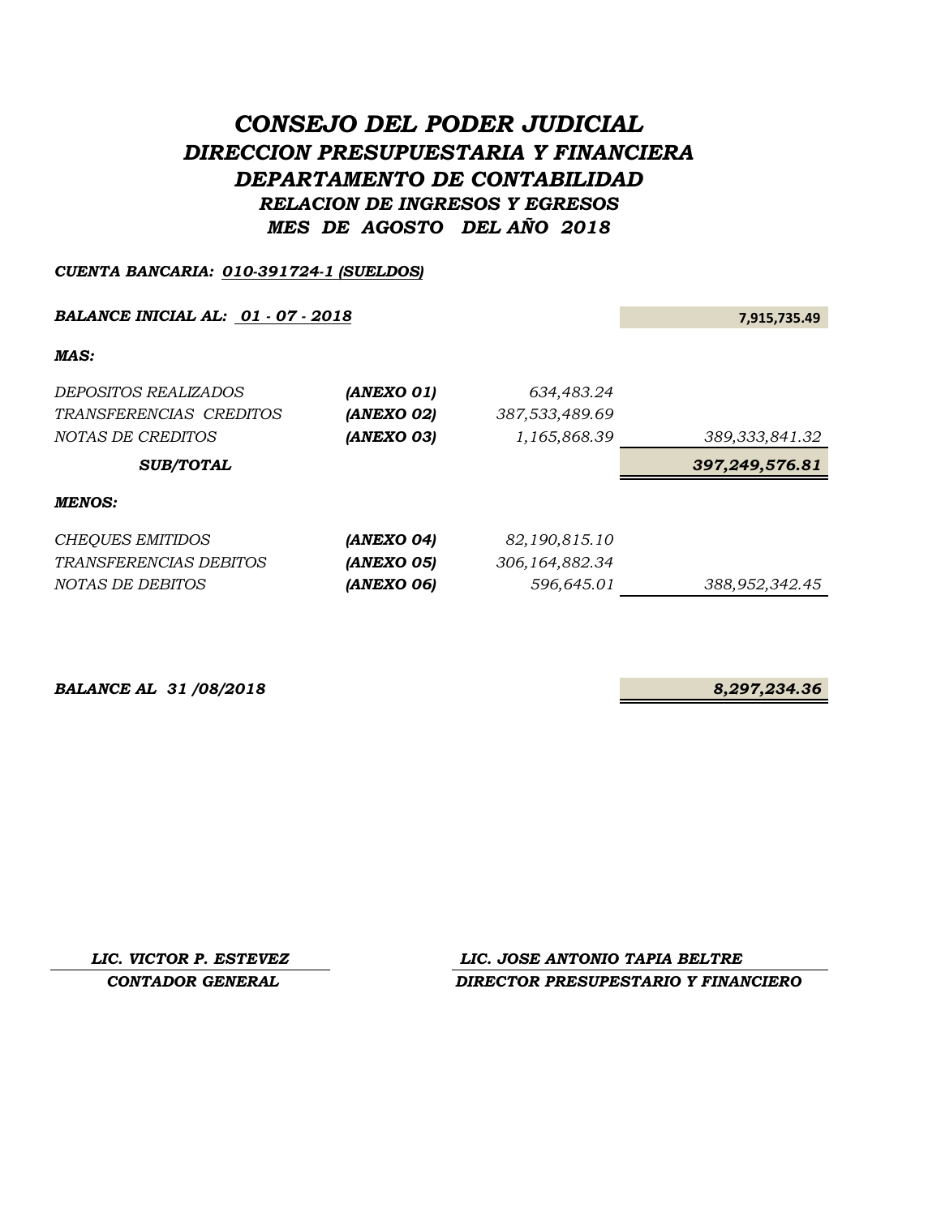# *CONSEJO DEL PODER JUDICIAL*
## *DIRECCION PRESUPUESTARIA Y FINANCIERA*
## *DEPARTAMENTO DE CONTABILIDAD*
### *RELACION DE INGRESOS Y EGRESOS*
### *MES DE AGOSTO DEL AÑO 2018*

***CUENTA BANCARIA: 010-391724-1 (SUELDOS)***

| | | | |
|---|---|---|---|
| ***BALANCE INICIAL AL: 01 - 07 - 2018*** | | | **7,915,735.49** |
| ***MAS:*** | | | |
| *DEPOSITOS REALIZADOS* | ***(ANEXO 01)*** | *634,483.24* | |
| *TRANSFERENCIAS CREDITOS* | ***(ANEXO 02)*** | *387,533,489.69* | |
| *NOTAS DE CREDITOS* | ***(ANEXO 03)*** | *1,165,868.39* | *389,333,841.32* |
| ***SUB/TOTAL*** | | | ***397,249,576.81*** |
| ***MENOS:*** | | | |
| *CHEQUES EMITIDOS* | ***(ANEXO 04)*** | *82,190,815.10* | |
| *TRANSFERENCIAS DEBITOS* | ***(ANEXO 05)*** | *306,164,882.34* | |
| *NOTAS DE DEBITOS* | ***(ANEXO 06)*** | *596,645.01* | *388,952,342.45* |
| ***BALANCE AL 31 /08/2018*** | | | ***8,297,234.36*** |

| | |
|---|---|
| ***LIC. VICTOR P. ESTEVEZ*** | ***LIC. JOSE ANTONIO TAPIA BELTRE*** |
| ***CONTADOR GENERAL*** | ***DIRECTOR PRESUPESTARIO Y FINANCIERO*** |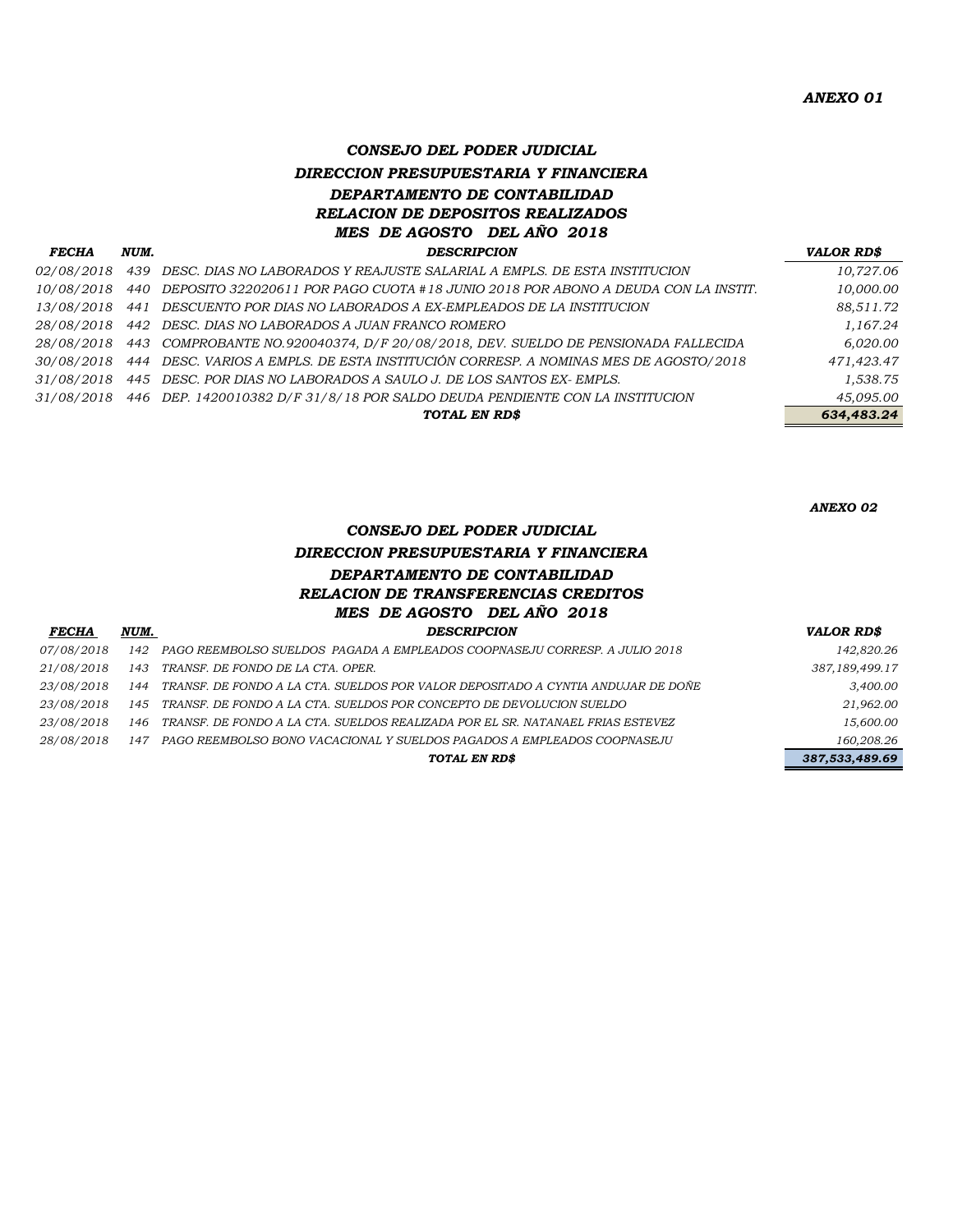*ANEXO 01*

## *CONSEJO DEL PODER JUDICIAL*
### *DIRECCION PRESUPUESTARIA Y FINANCIERA*
### *DEPARTAMENTO DE CONTABILIDAD*
### *RELACION DE DEPOSITOS REALIZADOS*
### *MES DE AGOSTO DEL AÑO 2018*

| FECHA | NUM. | DESCRIPCION | VALOR RD$ |
|---|---|---|---|
| 02/08/2018 | 439 | DESC. DIAS NO LABORADOS Y REAJUSTE SALARIAL A EMPLS. DE ESTA INSTITUCION | 10,727.06 |
| 10/08/2018 | 440 | DEPOSITO 322020611 POR PAGO CUOTA #18 JUNIO 2018 POR ABONO A DEUDA CON LA INSTIT. | 10,000.00 |
| 13/08/2018 | 441 | DESCUENTO POR DIAS NO LABORADOS A EX-EMPLEADOS DE LA INSTITUCION | 88,511.72 |
| 28/08/2018 | 442 | DESC. DIAS NO LABORADOS A JUAN FRANCO ROMERO | 1,167.24 |
| 28/08/2018 | 443 | COMPROBANTE NO.920040374, D/F 20/08/2018, DEV. SUELDO DE PENSIONADA FALLECIDA | 6,020.00 |
| 30/08/2018 | 444 | DESC. VARIOS A EMPLS. DE ESTA INSTITUCIÓN CORRESP. A NOMINAS MES DE AGOSTO/2018 | 471,423.47 |
| 31/08/2018 | 445 | DESC. POR DIAS NO LABORADOS A SAULO J. DE LOS SANTOS EX- EMPLS. | 1,538.75 |
| 31/08/2018 | 446 | DEP. 1420010382 D/F 31/8/18 POR SALDO DEUDA PENDIENTE CON LA INSTITUCION | 45,095.00 |
| | | **TOTAL EN RD$** | **634,483.24** |

*ANEXO 02*

## *CONSEJO DEL PODER JUDICIAL*
### *DIRECCION PRESUPUESTARIA Y FINANCIERA*
### *DEPARTAMENTO DE CONTABILIDAD*
### *RELACION DE TRANSFERENCIAS CREDITOS*
### *MES DE AGOSTO DEL AÑO 2018*

| FECHA | NUM. | DESCRIPCION | VALOR RD$ |
|---|---|---|---|
| 07/08/2018 | 142 | PAGO REEMBOLSO SUELDOS PAGADA A EMPLEADOS COOPNASEJU CORRESP. A JULIO 2018 | 142,820.26 |
| 21/08/2018 | 143 | TRANSF. DE FONDO DE LA CTA. OPER. | 387,189,499.17 |
| 23/08/2018 | 144 | TRANSF. DE FONDO A LA CTA. SUELDOS POR VALOR DEPOSITADO A CYNTIA ANDUJAR DE DOÑE | 3,400.00 |
| 23/08/2018 | 145 | TRANSF. DE FONDO A LA CTA. SUELDOS POR CONCEPTO DE DEVOLUCION SUELDO | 21,962.00 |
| 23/08/2018 | 146 | TRANSF. DE FONDO A LA CTA. SUELDOS REALIZADA POR EL SR. NATANAEL FRIAS ESTEVEZ | 15,600.00 |
| 28/08/2018 | 147 | PAGO REEMBOLSO BONO VACACIONAL Y SUELDOS PAGADOS A EMPLEADOS COOPNASEJU | 160,208.26 |
| | | **TOTAL EN RD$** | **387,533,489.69** |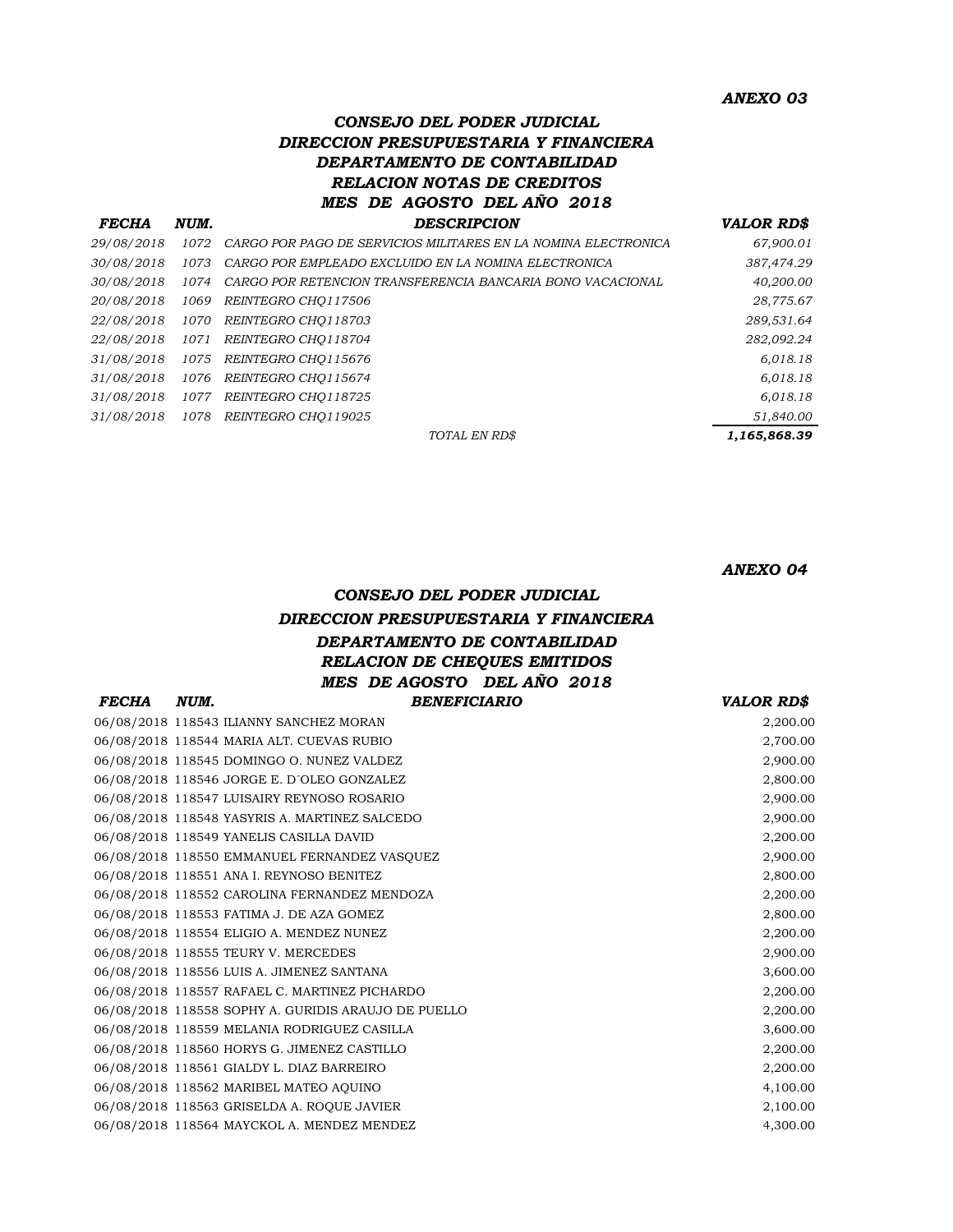*ANEXO 03*

### *CONSEJO DEL PODER JUDICIAL*
### *DIRECCION PRESUPUESTARIA Y FINANCIERA*
### *DEPARTAMENTO DE CONTABILIDAD*
### *RELACION NOTAS DE CREDITOS*
### *MES DE AGOSTO DEL AÑO 2018*

| FECHA | NUM. | DESCRIPCION | VALOR RD$ |
|---|---|---|---|
| 29/08/2018 | 1072 | CARGO POR PAGO DE SERVICIOS MILITARES EN LA NOMINA ELECTRONICA | 67,900.01 |
| 30/08/2018 | 1073 | CARGO POR EMPLEADO EXCLUIDO EN LA NOMINA ELECTRONICA | 387,474.29 |
| 30/08/2018 | 1074 | CARGO POR RETENCION TRANSFERENCIA BANCARIA BONO VACACIONAL | 40,200.00 |
| 20/08/2018 | 1069 | REINTEGRO CHQ117506 | 28,775.67 |
| 22/08/2018 | 1070 | REINTEGRO CHQ118703 | 289,531.64 |
| 22/08/2018 | 1071 | REINTEGRO CHQ118704 | 282,092.24 |
| 31/08/2018 | 1075 | REINTEGRO CHQ115676 | 6,018.18 |
| 31/08/2018 | 1076 | REINTEGRO CHQ115674 | 6,018.18 |
| 31/08/2018 | 1077 | REINTEGRO CHQ118725 | 6,018.18 |
| 31/08/2018 | 1078 | REINTEGRO CHQ119025 | 51,840.00 |
| | | TOTAL EN RD$ | 1,165,868.39 |

*ANEXO 04*

### *CONSEJO DEL PODER JUDICIAL*
### *DIRECCION PRESUPUESTARIA Y FINANCIERA*
### *DEPARTAMENTO DE CONTABILIDAD*
### *RELACION DE CHEQUES EMITIDOS*
### *MES DE AGOSTO DEL AÑO 2018*

| FECHA | NUM. | BENEFICIARIO | VALOR RD$ |
|---|---|---|---|
| 06/08/2018 | 118543 | ILIANNY SANCHEZ MORAN | 2,200.00 |
| 06/08/2018 | 118544 | MARIA ALT. CUEVAS RUBIO | 2,700.00 |
| 06/08/2018 | 118545 | DOMINGO O. NUNEZ VALDEZ | 2,900.00 |
| 06/08/2018 | 118546 | JORGE E. D´OLEO GONZALEZ | 2,800.00 |
| 06/08/2018 | 118547 | LUISAIRY REYNOSO ROSARIO | 2,900.00 |
| 06/08/2018 | 118548 | YASYRIS A. MARTINEZ SALCEDO | 2,900.00 |
| 06/08/2018 | 118549 | YANELIS CASILLA DAVID | 2,200.00 |
| 06/08/2018 | 118550 | EMMANUEL FERNANDEZ VASQUEZ | 2,900.00 |
| 06/08/2018 | 118551 | ANA I. REYNOSO BENITEZ | 2,800.00 |
| 06/08/2018 | 118552 | CAROLINA FERNANDEZ MENDOZA | 2,200.00 |
| 06/08/2018 | 118553 | FATIMA J. DE AZA GOMEZ | 2,800.00 |
| 06/08/2018 | 118554 | ELIGIO A. MENDEZ NUNEZ | 2,200.00 |
| 06/08/2018 | 118555 | TEURY V. MERCEDES | 2,900.00 |
| 06/08/2018 | 118556 | LUIS A. JIMENEZ SANTANA | 3,600.00 |
| 06/08/2018 | 118557 | RAFAEL C. MARTINEZ PICHARDO | 2,200.00 |
| 06/08/2018 | 118558 | SOPHY A. GURIDIS ARAUJO DE PUELLO | 2,200.00 |
| 06/08/2018 | 118559 | MELANIA RODRIGUEZ CASILLA | 3,600.00 |
| 06/08/2018 | 118560 | HORYS G. JIMENEZ CASTILLO | 2,200.00 |
| 06/08/2018 | 118561 | GIALDY L. DIAZ BARREIRO | 2,200.00 |
| 06/08/2018 | 118562 | MARIBEL MATEO AQUINO | 4,100.00 |
| 06/08/2018 | 118563 | GRISELDA A. ROQUE JAVIER | 2,100.00 |
| 06/08/2018 | 118564 | MAYCKOL A. MENDEZ MENDEZ | 4,300.00 |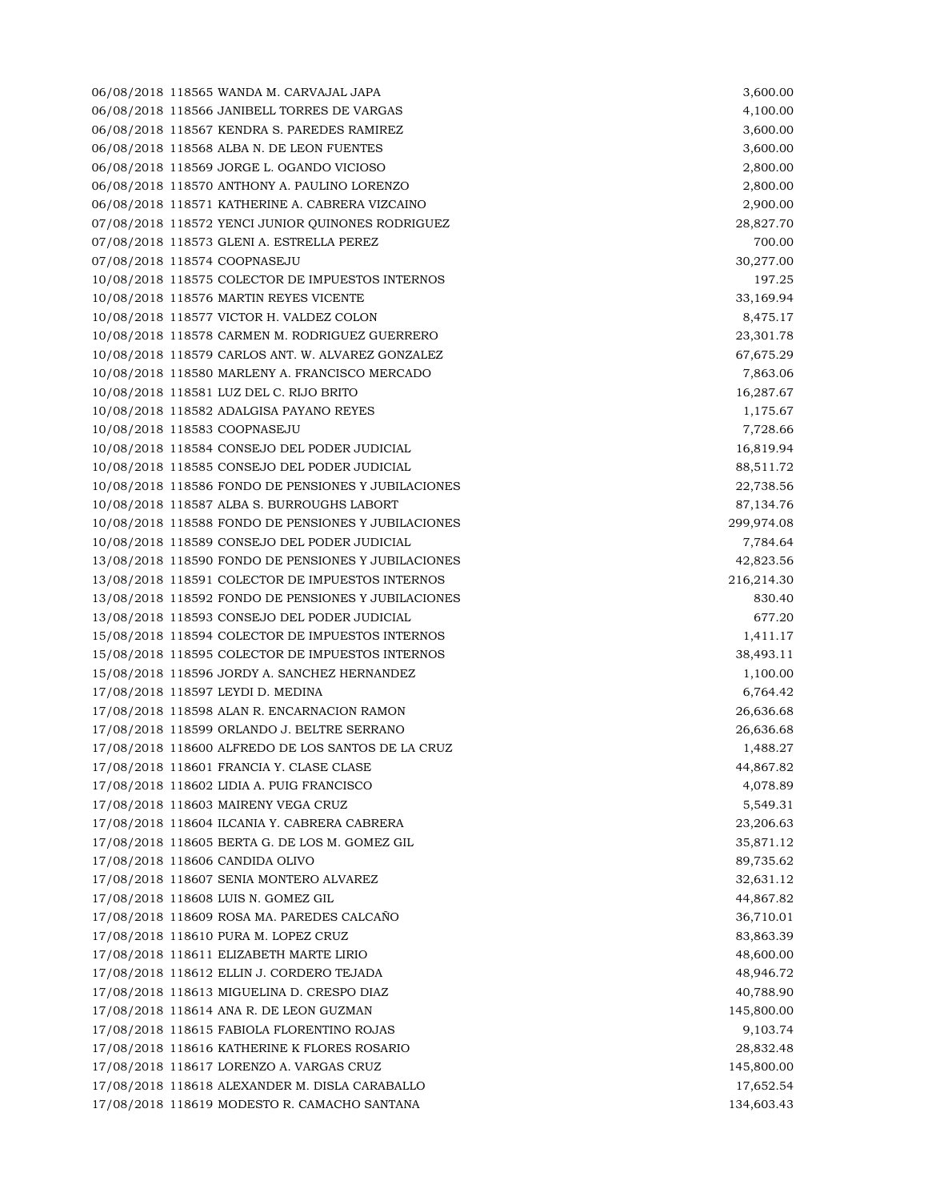| | | | |
|---|---|---|---|
| 06/08/2018 | 118565 | WANDA M. CARVAJAL JAPA | 3,600.00 |
| 06/08/2018 | 118566 | JANIBELL TORRES DE VARGAS | 4,100.00 |
| 06/08/2018 | 118567 | KENDRA S. PAREDES RAMIREZ | 3,600.00 |
| 06/08/2018 | 118568 | ALBA N. DE LEON FUENTES | 3,600.00 |
| 06/08/2018 | 118569 | JORGE L. OGANDO VICIOSO | 2,800.00 |
| 06/08/2018 | 118570 | ANTHONY A. PAULINO LORENZO | 2,800.00 |
| 06/08/2018 | 118571 | KATHERINE A. CABRERA VIZCAINO | 2,900.00 |
| 07/08/2018 | 118572 | YENCI JUNIOR QUINONES RODRIGUEZ | 28,827.70 |
| 07/08/2018 | 118573 | GLENI A. ESTRELLA PEREZ | 700.00 |
| 07/08/2018 | 118574 | COOPNASEJU | 30,277.00 |
| 10/08/2018 | 118575 | COLECTOR DE IMPUESTOS INTERNOS | 197.25 |
| 10/08/2018 | 118576 | MARTIN REYES VICENTE | 33,169.94 |
| 10/08/2018 | 118577 | VICTOR H. VALDEZ COLON | 8,475.17 |
| 10/08/2018 | 118578 | CARMEN M. RODRIGUEZ GUERRERO | 23,301.78 |
| 10/08/2018 | 118579 | CARLOS ANT. W. ALVAREZ GONZALEZ | 67,675.29 |
| 10/08/2018 | 118580 | MARLENY A. FRANCISCO MERCADO | 7,863.06 |
| 10/08/2018 | 118581 | LUZ DEL C. RIJO BRITO | 16,287.67 |
| 10/08/2018 | 118582 | ADALGISA PAYANO REYES | 1,175.67 |
| 10/08/2018 | 118583 | COOPNASEJU | 7,728.66 |
| 10/08/2018 | 118584 | CONSEJO DEL PODER JUDICIAL | 16,819.94 |
| 10/08/2018 | 118585 | CONSEJO DEL PODER JUDICIAL | 88,511.72 |
| 10/08/2018 | 118586 | FONDO DE PENSIONES Y JUBILACIONES | 22,738.56 |
| 10/08/2018 | 118587 | ALBA S. BURROUGHS LABORT | 87,134.76 |
| 10/08/2018 | 118588 | FONDO DE PENSIONES Y JUBILACIONES | 299,974.08 |
| 10/08/2018 | 118589 | CONSEJO DEL PODER JUDICIAL | 7,784.64 |
| 13/08/2018 | 118590 | FONDO DE PENSIONES Y JUBILACIONES | 42,823.56 |
| 13/08/2018 | 118591 | COLECTOR DE IMPUESTOS INTERNOS | 216,214.30 |
| 13/08/2018 | 118592 | FONDO DE PENSIONES Y JUBILACIONES | 830.40 |
| 13/08/2018 | 118593 | CONSEJO DEL PODER JUDICIAL | 677.20 |
| 15/08/2018 | 118594 | COLECTOR DE IMPUESTOS INTERNOS | 1,411.17 |
| 15/08/2018 | 118595 | COLECTOR DE IMPUESTOS INTERNOS | 38,493.11 |
| 15/08/2018 | 118596 | JORDY A. SANCHEZ HERNANDEZ | 1,100.00 |
| 17/08/2018 | 118597 | LEYDI D. MEDINA | 6,764.42 |
| 17/08/2018 | 118598 | ALAN R. ENCARNACION RAMON | 26,636.68 |
| 17/08/2018 | 118599 | ORLANDO J. BELTRE SERRANO | 26,636.68 |
| 17/08/2018 | 118600 | ALFREDO DE LOS SANTOS DE LA CRUZ | 1,488.27 |
| 17/08/2018 | 118601 | FRANCIA Y. CLASE CLASE | 44,867.82 |
| 17/08/2018 | 118602 | LIDIA A. PUIG FRANCISCO | 4,078.89 |
| 17/08/2018 | 118603 | MAIRENY VEGA CRUZ | 5,549.31 |
| 17/08/2018 | 118604 | ILCANIA Y. CABRERA CABRERA | 23,206.63 |
| 17/08/2018 | 118605 | BERTA G. DE LOS M. GOMEZ GIL | 35,871.12 |
| 17/08/2018 | 118606 | CANDIDA OLIVO | 89,735.62 |
| 17/08/2018 | 118607 | SENIA MONTERO ALVAREZ | 32,631.12 |
| 17/08/2018 | 118608 | LUIS N. GOMEZ GIL | 44,867.82 |
| 17/08/2018 | 118609 | ROSA MA. PAREDES CALCAÑO | 36,710.01 |
| 17/08/2018 | 118610 | PURA M. LOPEZ CRUZ | 83,863.39 |
| 17/08/2018 | 118611 | ELIZABETH MARTE LIRIO | 48,600.00 |
| 17/08/2018 | 118612 | ELLIN J. CORDERO TEJADA | 48,946.72 |
| 17/08/2018 | 118613 | MIGUELINA D. CRESPO DIAZ | 40,788.90 |
| 17/08/2018 | 118614 | ANA R. DE LEON GUZMAN | 145,800.00 |
| 17/08/2018 | 118615 | FABIOLA FLORENTINO ROJAS | 9,103.74 |
| 17/08/2018 | 118616 | KATHERINE K FLORES ROSARIO | 28,832.48 |
| 17/08/2018 | 118617 | LORENZO A. VARGAS CRUZ | 145,800.00 |
| 17/08/2018 | 118618 | ALEXANDER M. DISLA CARABALLO | 17,652.54 |
| 17/08/2018 | 118619 | MODESTO R. CAMACHO SANTANA | 134,603.43 |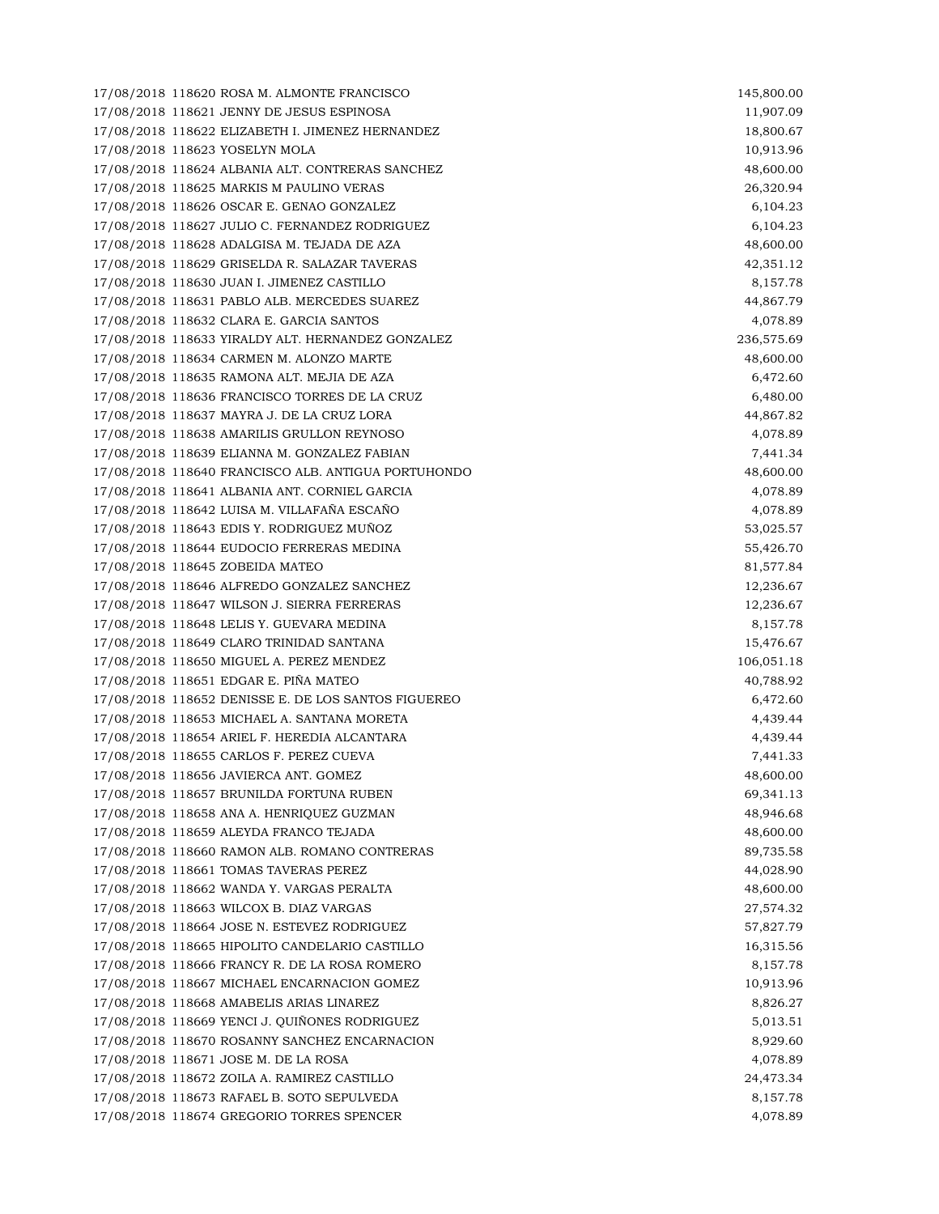| | | | |
|---|---|---|---|
| 17/08/2018 | 118620 | ROSA M. ALMONTE FRANCISCO | 145,800.00 |
| 17/08/2018 | 118621 | JENNY DE JESUS ESPINOSA | 11,907.09 |
| 17/08/2018 | 118622 | ELIZABETH I. JIMENEZ HERNANDEZ | 18,800.67 |
| 17/08/2018 | 118623 | YOSELYN MOLA | 10,913.96 |
| 17/08/2018 | 118624 | ALBANIA ALT. CONTRERAS SANCHEZ | 48,600.00 |
| 17/08/2018 | 118625 | MARKIS M PAULINO VERAS | 26,320.94 |
| 17/08/2018 | 118626 | OSCAR E. GENAO GONZALEZ | 6,104.23 |
| 17/08/2018 | 118627 | JULIO C. FERNANDEZ RODRIGUEZ | 6,104.23 |
| 17/08/2018 | 118628 | ADALGISA M. TEJADA DE AZA | 48,600.00 |
| 17/08/2018 | 118629 | GRISELDA R. SALAZAR TAVERAS | 42,351.12 |
| 17/08/2018 | 118630 | JUAN I. JIMENEZ CASTILLO | 8,157.78 |
| 17/08/2018 | 118631 | PABLO ALB. MERCEDES SUAREZ | 44,867.79 |
| 17/08/2018 | 118632 | CLARA E. GARCIA SANTOS | 4,078.89 |
| 17/08/2018 | 118633 | YIRALDY ALT. HERNANDEZ GONZALEZ | 236,575.69 |
| 17/08/2018 | 118634 | CARMEN M. ALONZO MARTE | 48,600.00 |
| 17/08/2018 | 118635 | RAMONA ALT. MEJIA DE AZA | 6,472.60 |
| 17/08/2018 | 118636 | FRANCISCO TORRES DE LA CRUZ | 6,480.00 |
| 17/08/2018 | 118637 | MAYRA J. DE LA CRUZ LORA | 44,867.82 |
| 17/08/2018 | 118638 | AMARILIS GRULLON REYNOSO | 4,078.89 |
| 17/08/2018 | 118639 | ELIANNA M. GONZALEZ FABIAN | 7,441.34 |
| 17/08/2018 | 118640 | FRANCISCO ALB. ANTIGUA PORTUHONDO | 48,600.00 |
| 17/08/2018 | 118641 | ALBANIA ANT. CORNIEL GARCIA | 4,078.89 |
| 17/08/2018 | 118642 | LUISA M. VILLAFAÑA ESCAÑO | 4,078.89 |
| 17/08/2018 | 118643 | EDIS Y. RODRIGUEZ MUÑOZ | 53,025.57 |
| 17/08/2018 | 118644 | EUDOCIO FERRERAS MEDINA | 55,426.70 |
| 17/08/2018 | 118645 | ZOBEIDA MATEO | 81,577.84 |
| 17/08/2018 | 118646 | ALFREDO GONZALEZ SANCHEZ | 12,236.67 |
| 17/08/2018 | 118647 | WILSON J. SIERRA FERRERAS | 12,236.67 |
| 17/08/2018 | 118648 | LELIS Y. GUEVARA MEDINA | 8,157.78 |
| 17/08/2018 | 118649 | CLARO TRINIDAD SANTANA | 15,476.67 |
| 17/08/2018 | 118650 | MIGUEL A. PEREZ MENDEZ | 106,051.18 |
| 17/08/2018 | 118651 | EDGAR E. PIÑA MATEO | 40,788.92 |
| 17/08/2018 | 118652 | DENISSE E. DE LOS SANTOS FIGUEREO | 6,472.60 |
| 17/08/2018 | 118653 | MICHAEL A. SANTANA MORETA | 4,439.44 |
| 17/08/2018 | 118654 | ARIEL F. HEREDIA ALCANTARA | 4,439.44 |
| 17/08/2018 | 118655 | CARLOS F. PEREZ CUEVA | 7,441.33 |
| 17/08/2018 | 118656 | JAVIERCA ANT. GOMEZ | 48,600.00 |
| 17/08/2018 | 118657 | BRUNILDA FORTUNA RUBEN | 69,341.13 |
| 17/08/2018 | 118658 | ANA A. HENRIQUEZ GUZMAN | 48,946.68 |
| 17/08/2018 | 118659 | ALEYDA FRANCO TEJADA | 48,600.00 |
| 17/08/2018 | 118660 | RAMON ALB. ROMANO CONTRERAS | 89,735.58 |
| 17/08/2018 | 118661 | TOMAS TAVERAS PEREZ | 44,028.90 |
| 17/08/2018 | 118662 | WANDA Y. VARGAS PERALTA | 48,600.00 |
| 17/08/2018 | 118663 | WILCOX B. DIAZ VARGAS | 27,574.32 |
| 17/08/2018 | 118664 | JOSE N. ESTEVEZ RODRIGUEZ | 57,827.79 |
| 17/08/2018 | 118665 | HIPOLITO CANDELARIO CASTILLO | 16,315.56 |
| 17/08/2018 | 118666 | FRANCY R. DE LA ROSA ROMERO | 8,157.78 |
| 17/08/2018 | 118667 | MICHAEL ENCARNACION GOMEZ | 10,913.96 |
| 17/08/2018 | 118668 | AMABELIS ARIAS LINAREZ | 8,826.27 |
| 17/08/2018 | 118669 | YENCI J. QUIÑONES RODRIGUEZ | 5,013.51 |
| 17/08/2018 | 118670 | ROSANNY SANCHEZ ENCARNACION | 8,929.60 |
| 17/08/2018 | 118671 | JOSE M. DE LA ROSA | 4,078.89 |
| 17/08/2018 | 118672 | ZOILA A. RAMIREZ CASTILLO | 24,473.34 |
| 17/08/2018 | 118673 | RAFAEL B. SOTO SEPULVEDA | 8,157.78 |
| 17/08/2018 | 118674 | GREGORIO TORRES SPENCER | 4,078.89 |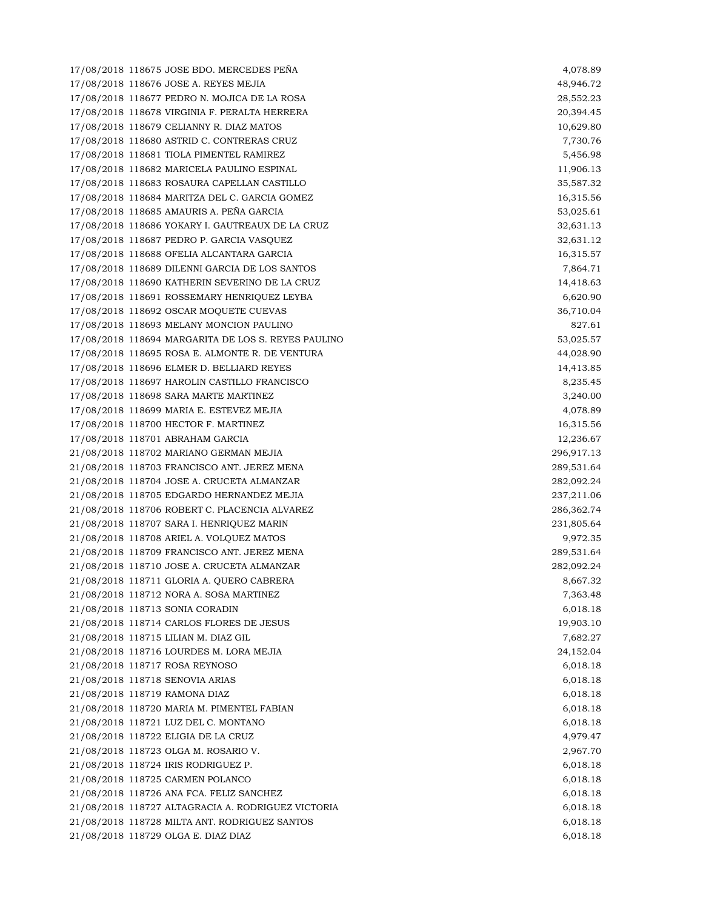| | | | |
|---|---|---|---|
| 17/08/2018 | 118675 | JOSE BDO. MERCEDES PEÑA | 4,078.89 |
| 17/08/2018 | 118676 | JOSE A. REYES MEJIA | 48,946.72 |
| 17/08/2018 | 118677 | PEDRO N. MOJICA DE LA ROSA | 28,552.23 |
| 17/08/2018 | 118678 | VIRGINIA F. PERALTA HERRERA | 20,394.45 |
| 17/08/2018 | 118679 | CELIANNY R. DIAZ MATOS | 10,629.80 |
| 17/08/2018 | 118680 | ASTRID C. CONTRERAS CRUZ | 7,730.76 |
| 17/08/2018 | 118681 | TIOLA PIMENTEL RAMIREZ | 5,456.98 |
| 17/08/2018 | 118682 | MARICELA PAULINO ESPINAL | 11,906.13 |
| 17/08/2018 | 118683 | ROSAURA CAPELLAN CASTILLO | 35,587.32 |
| 17/08/2018 | 118684 | MARITZA DEL C. GARCIA GOMEZ | 16,315.56 |
| 17/08/2018 | 118685 | AMAURIS A. PEÑA GARCIA | 53,025.61 |
| 17/08/2018 | 118686 | YOKARY I. GAUTREAUX DE LA CRUZ | 32,631.13 |
| 17/08/2018 | 118687 | PEDRO P. GARCIA VASQUEZ | 32,631.12 |
| 17/08/2018 | 118688 | OFELIA ALCANTARA GARCIA | 16,315.57 |
| 17/08/2018 | 118689 | DILENNI GARCIA DE LOS SANTOS | 7,864.71 |
| 17/08/2018 | 118690 | KATHERIN SEVERINO DE LA CRUZ | 14,418.63 |
| 17/08/2018 | 118691 | ROSSEMARY HENRIQUEZ LEYBA | 6,620.90 |
| 17/08/2018 | 118692 | OSCAR MOQUETE CUEVAS | 36,710.04 |
| 17/08/2018 | 118693 | MELANY MONCION PAULINO | 827.61 |
| 17/08/2018 | 118694 | MARGARITA DE LOS S. REYES PAULINO | 53,025.57 |
| 17/08/2018 | 118695 | ROSA E. ALMONTE R. DE VENTURA | 44,028.90 |
| 17/08/2018 | 118696 | ELMER D. BELLIARD REYES | 14,413.85 |
| 17/08/2018 | 118697 | HAROLIN CASTILLO FRANCISCO | 8,235.45 |
| 17/08/2018 | 118698 | SARA MARTE MARTINEZ | 3,240.00 |
| 17/08/2018 | 118699 | MARIA E. ESTEVEZ MEJIA | 4,078.89 |
| 17/08/2018 | 118700 | HECTOR F. MARTINEZ | 16,315.56 |
| 17/08/2018 | 118701 | ABRAHAM GARCIA | 12,236.67 |
| 21/08/2018 | 118702 | MARIANO GERMAN MEJIA | 296,917.13 |
| 21/08/2018 | 118703 | FRANCISCO ANT. JEREZ MENA | 289,531.64 |
| 21/08/2018 | 118704 | JOSE A. CRUCETA ALMANZAR | 282,092.24 |
| 21/08/2018 | 118705 | EDGARDO HERNANDEZ MEJIA | 237,211.06 |
| 21/08/2018 | 118706 | ROBERT C. PLACENCIA ALVAREZ | 286,362.74 |
| 21/08/2018 | 118707 | SARA I. HENRIQUEZ MARIN | 231,805.64 |
| 21/08/2018 | 118708 | ARIEL A. VOLQUEZ MATOS | 9,972.35 |
| 21/08/2018 | 118709 | FRANCISCO ANT. JEREZ MENA | 289,531.64 |
| 21/08/2018 | 118710 | JOSE A. CRUCETA ALMANZAR | 282,092.24 |
| 21/08/2018 | 118711 | GLORIA A. QUERO CABRERA | 8,667.32 |
| 21/08/2018 | 118712 | NORA A. SOSA MARTINEZ | 7,363.48 |
| 21/08/2018 | 118713 | SONIA CORADIN | 6,018.18 |
| 21/08/2018 | 118714 | CARLOS FLORES DE JESUS | 19,903.10 |
| 21/08/2018 | 118715 | LILIAN M. DIAZ GIL | 7,682.27 |
| 21/08/2018 | 118716 | LOURDES M. LORA MEJIA | 24,152.04 |
| 21/08/2018 | 118717 | ROSA REYNOSO | 6,018.18 |
| 21/08/2018 | 118718 | SENOVIA ARIAS | 6,018.18 |
| 21/08/2018 | 118719 | RAMONA DIAZ | 6,018.18 |
| 21/08/2018 | 118720 | MARIA M. PIMENTEL FABIAN | 6,018.18 |
| 21/08/2018 | 118721 | LUZ DEL C. MONTANO | 6,018.18 |
| 21/08/2018 | 118722 | ELIGIA DE LA CRUZ | 4,979.47 |
| 21/08/2018 | 118723 | OLGA M. ROSARIO V. | 2,967.70 |
| 21/08/2018 | 118724 | IRIS RODRIGUEZ P. | 6,018.18 |
| 21/08/2018 | 118725 | CARMEN POLANCO | 6,018.18 |
| 21/08/2018 | 118726 | ANA FCA. FELIZ SANCHEZ | 6,018.18 |
| 21/08/2018 | 118727 | ALTAGRACIA A. RODRIGUEZ VICTORIA | 6,018.18 |
| 21/08/2018 | 118728 | MILTA ANT. RODRIGUEZ SANTOS | 6,018.18 |
| 21/08/2018 | 118729 | OLGA E. DIAZ DIAZ | 6,018.18 |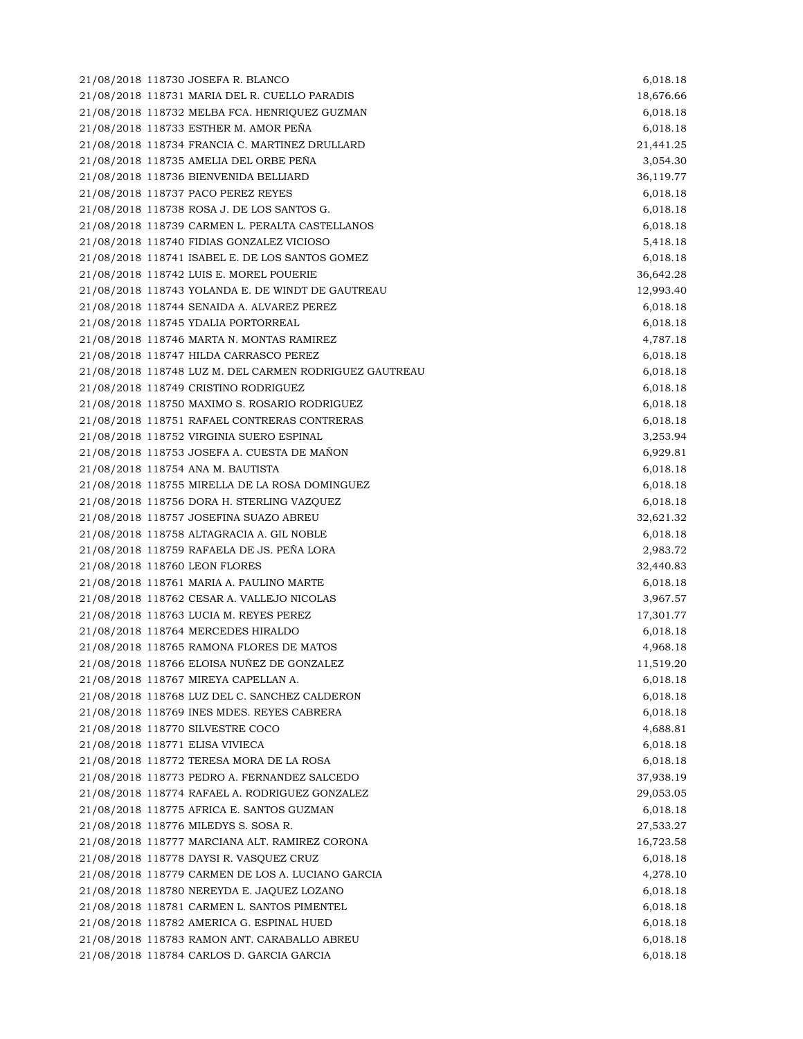| | | | |
|---|---|---|---|
| 21/08/2018 | 118730 | JOSEFA R. BLANCO | 6,018.18 |
| 21/08/2018 | 118731 | MARIA DEL R. CUELLO PARADIS | 18,676.66 |
| 21/08/2018 | 118732 | MELBA FCA. HENRIQUEZ GUZMAN | 6,018.18 |
| 21/08/2018 | 118733 | ESTHER M. AMOR PEÑA | 6,018.18 |
| 21/08/2018 | 118734 | FRANCIA C. MARTINEZ DRULLARD | 21,441.25 |
| 21/08/2018 | 118735 | AMELIA DEL ORBE PEÑA | 3,054.30 |
| 21/08/2018 | 118736 | BIENVENIDA BELLIARD | 36,119.77 |
| 21/08/2018 | 118737 | PACO PEREZ REYES | 6,018.18 |
| 21/08/2018 | 118738 | ROSA J. DE LOS SANTOS G. | 6,018.18 |
| 21/08/2018 | 118739 | CARMEN L. PERALTA CASTELLANOS | 6,018.18 |
| 21/08/2018 | 118740 | FIDIAS GONZALEZ VICIOSO | 5,418.18 |
| 21/08/2018 | 118741 | ISABEL E. DE LOS SANTOS GOMEZ | 6,018.18 |
| 21/08/2018 | 118742 | LUIS E. MOREL POUERIE | 36,642.28 |
| 21/08/2018 | 118743 | YOLANDA E. DE WINDT DE GAUTREAU | 12,993.40 |
| 21/08/2018 | 118744 | SENAIDA A. ALVAREZ PEREZ | 6,018.18 |
| 21/08/2018 | 118745 | YDALIA PORTORREAL | 6,018.18 |
| 21/08/2018 | 118746 | MARTA N. MONTAS RAMIREZ | 4,787.18 |
| 21/08/2018 | 118747 | HILDA CARRASCO PEREZ | 6,018.18 |
| 21/08/2018 | 118748 | LUZ M. DEL CARMEN RODRIGUEZ GAUTREAU | 6,018.18 |
| 21/08/2018 | 118749 | CRISTINO RODRIGUEZ | 6,018.18 |
| 21/08/2018 | 118750 | MAXIMO S. ROSARIO RODRIGUEZ | 6,018.18 |
| 21/08/2018 | 118751 | RAFAEL CONTRERAS CONTRERAS | 6,018.18 |
| 21/08/2018 | 118752 | VIRGINIA SUERO ESPINAL | 3,253.94 |
| 21/08/2018 | 118753 | JOSEFA A. CUESTA DE MAÑON | 6,929.81 |
| 21/08/2018 | 118754 | ANA M. BAUTISTA | 6,018.18 |
| 21/08/2018 | 118755 | MIRELLA DE LA ROSA DOMINGUEZ | 6,018.18 |
| 21/08/2018 | 118756 | DORA H. STERLING VAZQUEZ | 6,018.18 |
| 21/08/2018 | 118757 | JOSEFINA SUAZO ABREU | 32,621.32 |
| 21/08/2018 | 118758 | ALTAGRACIA A. GIL NOBLE | 6,018.18 |
| 21/08/2018 | 118759 | RAFAELA DE JS. PEÑA LORA | 2,983.72 |
| 21/08/2018 | 118760 | LEON FLORES | 32,440.83 |
| 21/08/2018 | 118761 | MARIA A. PAULINO MARTE | 6,018.18 |
| 21/08/2018 | 118762 | CESAR A. VALLEJO NICOLAS | 3,967.57 |
| 21/08/2018 | 118763 | LUCIA M. REYES PEREZ | 17,301.77 |
| 21/08/2018 | 118764 | MERCEDES HIRALDO | 6,018.18 |
| 21/08/2018 | 118765 | RAMONA FLORES DE MATOS | 4,968.18 |
| 21/08/2018 | 118766 | ELOISA NUÑEZ DE GONZALEZ | 11,519.20 |
| 21/08/2018 | 118767 | MIREYA CAPELLAN A. | 6,018.18 |
| 21/08/2018 | 118768 | LUZ DEL C. SANCHEZ CALDERON | 6,018.18 |
| 21/08/2018 | 118769 | INES MDES. REYES CABRERA | 6,018.18 |
| 21/08/2018 | 118770 | SILVESTRE COCO | 4,688.81 |
| 21/08/2018 | 118771 | ELISA VIVIECA | 6,018.18 |
| 21/08/2018 | 118772 | TERESA MORA DE LA ROSA | 6,018.18 |
| 21/08/2018 | 118773 | PEDRO A. FERNANDEZ SALCEDO | 37,938.19 |
| 21/08/2018 | 118774 | RAFAEL A. RODRIGUEZ GONZALEZ | 29,053.05 |
| 21/08/2018 | 118775 | AFRICA E. SANTOS GUZMAN | 6,018.18 |
| 21/08/2018 | 118776 | MILEDYS S. SOSA R. | 27,533.27 |
| 21/08/2018 | 118777 | MARCIANA ALT. RAMIREZ CORONA | 16,723.58 |
| 21/08/2018 | 118778 | DAYSI R. VASQUEZ CRUZ | 6,018.18 |
| 21/08/2018 | 118779 | CARMEN DE LOS A. LUCIANO GARCIA | 4,278.10 |
| 21/08/2018 | 118780 | NEREYDA E. JAQUEZ LOZANO | 6,018.18 |
| 21/08/2018 | 118781 | CARMEN L. SANTOS PIMENTEL | 6,018.18 |
| 21/08/2018 | 118782 | AMERICA G. ESPINAL HUED | 6,018.18 |
| 21/08/2018 | 118783 | RAMON ANT. CARABALLO ABREU | 6,018.18 |
| 21/08/2018 | 118784 | CARLOS D. GARCIA GARCIA | 6,018.18 |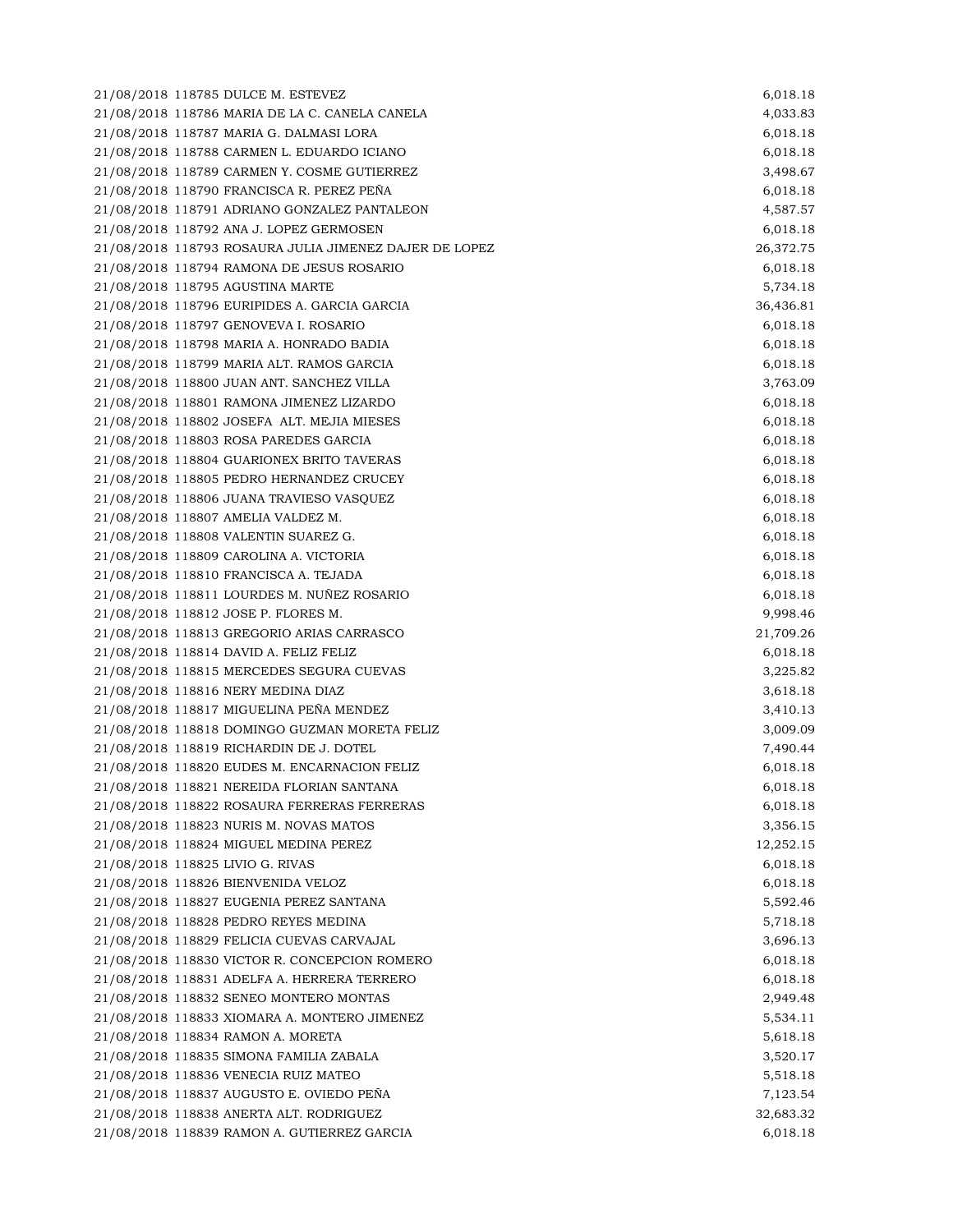| | | | |
|---|---|---|---|
| 21/08/2018 | 118785 | DULCE M. ESTEVEZ | 6,018.18 |
| 21/08/2018 | 118786 | MARIA DE LA C. CANELA CANELA | 4,033.83 |
| 21/08/2018 | 118787 | MARIA G. DALMASI LORA | 6,018.18 |
| 21/08/2018 | 118788 | CARMEN L. EDUARDO ICIANO | 6,018.18 |
| 21/08/2018 | 118789 | CARMEN Y. COSME GUTIERREZ | 3,498.67 |
| 21/08/2018 | 118790 | FRANCISCA R. PEREZ PEÑA | 6,018.18 |
| 21/08/2018 | 118791 | ADRIANO GONZALEZ PANTALEON | 4,587.57 |
| 21/08/2018 | 118792 | ANA J. LOPEZ GERMOSEN | 6,018.18 |
| 21/08/2018 | 118793 | ROSAURA JULIA JIMENEZ DAJER DE LOPEZ | 26,372.75 |
| 21/08/2018 | 118794 | RAMONA DE JESUS ROSARIO | 6,018.18 |
| 21/08/2018 | 118795 | AGUSTINA MARTE | 5,734.18 |
| 21/08/2018 | 118796 | EURIPIDES A. GARCIA GARCIA | 36,436.81 |
| 21/08/2018 | 118797 | GENOVEVA I. ROSARIO | 6,018.18 |
| 21/08/2018 | 118798 | MARIA A. HONRADO BADIA | 6,018.18 |
| 21/08/2018 | 118799 | MARIA ALT. RAMOS GARCIA | 6,018.18 |
| 21/08/2018 | 118800 | JUAN ANT. SANCHEZ VILLA | 3,763.09 |
| 21/08/2018 | 118801 | RAMONA JIMENEZ LIZARDO | 6,018.18 |
| 21/08/2018 | 118802 | JOSEFA ALT. MEJIA MIESES | 6,018.18 |
| 21/08/2018 | 118803 | ROSA PAREDES GARCIA | 6,018.18 |
| 21/08/2018 | 118804 | GUARIONEX BRITO TAVERAS | 6,018.18 |
| 21/08/2018 | 118805 | PEDRO HERNANDEZ CRUCEY | 6,018.18 |
| 21/08/2018 | 118806 | JUANA TRAVIESO VASQUEZ | 6,018.18 |
| 21/08/2018 | 118807 | AMELIA VALDEZ M. | 6,018.18 |
| 21/08/2018 | 118808 | VALENTIN SUAREZ G. | 6,018.18 |
| 21/08/2018 | 118809 | CAROLINA A. VICTORIA | 6,018.18 |
| 21/08/2018 | 118810 | FRANCISCA A. TEJADA | 6,018.18 |
| 21/08/2018 | 118811 | LOURDES M. NUÑEZ ROSARIO | 6,018.18 |
| 21/08/2018 | 118812 | JOSE P. FLORES M. | 9,998.46 |
| 21/08/2018 | 118813 | GREGORIO ARIAS CARRASCO | 21,709.26 |
| 21/08/2018 | 118814 | DAVID A. FELIZ FELIZ | 6,018.18 |
| 21/08/2018 | 118815 | MERCEDES SEGURA CUEVAS | 3,225.82 |
| 21/08/2018 | 118816 | NERY MEDINA DIAZ | 3,618.18 |
| 21/08/2018 | 118817 | MIGUELINA PEÑA MENDEZ | 3,410.13 |
| 21/08/2018 | 118818 | DOMINGO GUZMAN MORETA FELIZ | 3,009.09 |
| 21/08/2018 | 118819 | RICHARDIN DE J. DOTEL | 7,490.44 |
| 21/08/2018 | 118820 | EUDES M. ENCARNACION FELIZ | 6,018.18 |
| 21/08/2018 | 118821 | NEREIDA FLORIAN SANTANA | 6,018.18 |
| 21/08/2018 | 118822 | ROSAURA FERRERAS FERRERAS | 6,018.18 |
| 21/08/2018 | 118823 | NURIS M. NOVAS MATOS | 3,356.15 |
| 21/08/2018 | 118824 | MIGUEL MEDINA PEREZ | 12,252.15 |
| 21/08/2018 | 118825 | LIVIO G. RIVAS | 6,018.18 |
| 21/08/2018 | 118826 | BIENVENIDA VELOZ | 6,018.18 |
| 21/08/2018 | 118827 | EUGENIA PEREZ SANTANA | 5,592.46 |
| 21/08/2018 | 118828 | PEDRO REYES MEDINA | 5,718.18 |
| 21/08/2018 | 118829 | FELICIA CUEVAS CARVAJAL | 3,696.13 |
| 21/08/2018 | 118830 | VICTOR R. CONCEPCION ROMERO | 6,018.18 |
| 21/08/2018 | 118831 | ADELFA A. HERRERA TERRERO | 6,018.18 |
| 21/08/2018 | 118832 | SENEO MONTERO MONTAS | 2,949.48 |
| 21/08/2018 | 118833 | XIOMARA A. MONTERO JIMENEZ | 5,534.11 |
| 21/08/2018 | 118834 | RAMON A. MORETA | 5,618.18 |
| 21/08/2018 | 118835 | SIMONA FAMILIA ZABALA | 3,520.17 |
| 21/08/2018 | 118836 | VENECIA RUIZ MATEO | 5,518.18 |
| 21/08/2018 | 118837 | AUGUSTO E. OVIEDO PEÑA | 7,123.54 |
| 21/08/2018 | 118838 | ANERTA ALT. RODRIGUEZ | 32,683.32 |
| 21/08/2018 | 118839 | RAMON A. GUTIERREZ GARCIA | 6,018.18 |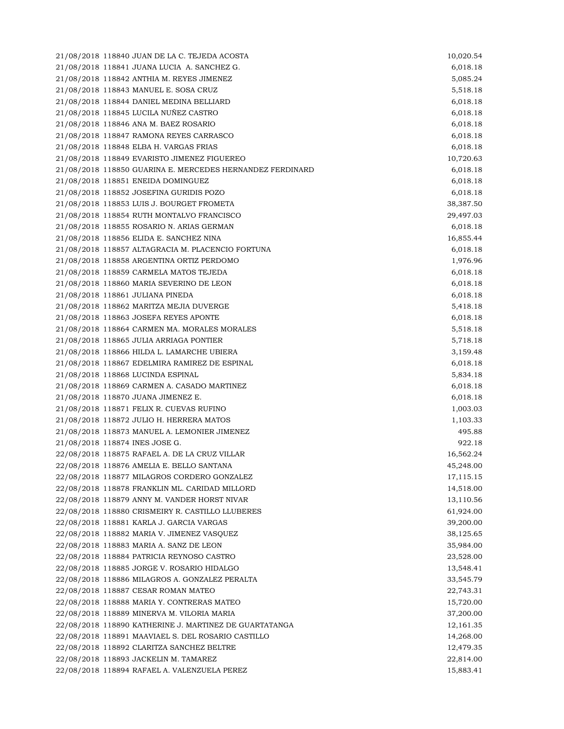| | | | |
|---|---|---|---|
| 21/08/2018 | 118840 | JUAN DE LA C. TEJEDA ACOSTA | 10,020.54 |
| 21/08/2018 | 118841 | JUANA LUCIA A. SANCHEZ G. | 6,018.18 |
| 21/08/2018 | 118842 | ANTHIA M. REYES JIMENEZ | 5,085.24 |
| 21/08/2018 | 118843 | MANUEL E. SOSA CRUZ | 5,518.18 |
| 21/08/2018 | 118844 | DANIEL MEDINA BELLIARD | 6,018.18 |
| 21/08/2018 | 118845 | LUCILA NUÑEZ CASTRO | 6,018.18 |
| 21/08/2018 | 118846 | ANA M. BAEZ ROSARIO | 6,018.18 |
| 21/08/2018 | 118847 | RAMONA REYES CARRASCO | 6,018.18 |
| 21/08/2018 | 118848 | ELBA H. VARGAS FRIAS | 6,018.18 |
| 21/08/2018 | 118849 | EVARISTO JIMENEZ FIGUEREO | 10,720.63 |
| 21/08/2018 | 118850 | GUARINA E. MERCEDES HERNANDEZ FERDINARD | 6,018.18 |
| 21/08/2018 | 118851 | ENEIDA DOMINGUEZ | 6,018.18 |
| 21/08/2018 | 118852 | JOSEFINA GURIDIS POZO | 6,018.18 |
| 21/08/2018 | 118853 | LUIS J. BOURGET FROMETA | 38,387.50 |
| 21/08/2018 | 118854 | RUTH MONTALVO FRANCISCO | 29,497.03 |
| 21/08/2018 | 118855 | ROSARIO N. ARIAS GERMAN | 6,018.18 |
| 21/08/2018 | 118856 | ELIDA E. SANCHEZ NINA | 16,855.44 |
| 21/08/2018 | 118857 | ALTAGRACIA M. PLACENCIO FORTUNA | 6,018.18 |
| 21/08/2018 | 118858 | ARGENTINA ORTIZ PERDOMO | 1,976.96 |
| 21/08/2018 | 118859 | CARMELA MATOS TEJEDA | 6,018.18 |
| 21/08/2018 | 118860 | MARIA SEVERINO DE LEON | 6,018.18 |
| 21/08/2018 | 118861 | JULIANA PINEDA | 6,018.18 |
| 21/08/2018 | 118862 | MARITZA MEJIA DUVERGE | 5,418.18 |
| 21/08/2018 | 118863 | JOSEFA REYES APONTE | 6,018.18 |
| 21/08/2018 | 118864 | CARMEN MA. MORALES MORALES | 5,518.18 |
| 21/08/2018 | 118865 | JULIA ARRIAGA PONTIER | 5,718.18 |
| 21/08/2018 | 118866 | HILDA L. LAMARCHE UBIERA | 3,159.48 |
| 21/08/2018 | 118867 | EDELMIRA RAMIREZ DE ESPINAL | 6,018.18 |
| 21/08/2018 | 118868 | LUCINDA ESPINAL | 5,834.18 |
| 21/08/2018 | 118869 | CARMEN A. CASADO MARTINEZ | 6,018.18 |
| 21/08/2018 | 118870 | JUANA JIMENEZ E. | 6,018.18 |
| 21/08/2018 | 118871 | FELIX R. CUEVAS RUFINO | 1,003.03 |
| 21/08/2018 | 118872 | JULIO H. HERRERA MATOS | 1,103.33 |
| 21/08/2018 | 118873 | MANUEL A. LEMONIER JIMENEZ | 495.88 |
| 21/08/2018 | 118874 | INES JOSE G. | 922.18 |
| 22/08/2018 | 118875 | RAFAEL A. DE LA CRUZ VILLAR | 16,562.24 |
| 22/08/2018 | 118876 | AMELIA E. BELLO SANTANA | 45,248.00 |
| 22/08/2018 | 118877 | MILAGROS CORDERO GONZALEZ | 17,115.15 |
| 22/08/2018 | 118878 | FRANKLIN ML. CARIDAD MILLORD | 14,518.00 |
| 22/08/2018 | 118879 | ANNY M. VANDER HORST NIVAR | 13,110.56 |
| 22/08/2018 | 118880 | CRISMEIRY R. CASTILLO LLUBERES | 61,924.00 |
| 22/08/2018 | 118881 | KARLA J. GARCIA VARGAS | 39,200.00 |
| 22/08/2018 | 118882 | MARIA V. JIMENEZ VASQUEZ | 38,125.65 |
| 22/08/2018 | 118883 | MARIA A. SANZ DE LEON | 35,984.00 |
| 22/08/2018 | 118884 | PATRICIA REYNOSO CASTRO | 23,528.00 |
| 22/08/2018 | 118885 | JORGE V. ROSARIO HIDALGO | 13,548.41 |
| 22/08/2018 | 118886 | MILAGROS A. GONZALEZ PERALTA | 33,545.79 |
| 22/08/2018 | 118887 | CESAR ROMAN MATEO | 22,743.31 |
| 22/08/2018 | 118888 | MARIA Y. CONTRERAS MATEO | 15,720.00 |
| 22/08/2018 | 118889 | MINERVA M. VILORIA MARIA | 37,200.00 |
| 22/08/2018 | 118890 | KATHERINE J. MARTINEZ DE GUARTATANGA | 12,161.35 |
| 22/08/2018 | 118891 | MAAVIAEL S. DEL ROSARIO CASTILLO | 14,268.00 |
| 22/08/2018 | 118892 | CLARITZA SANCHEZ BELTRE | 12,479.35 |
| 22/08/2018 | 118893 | JACKELIN M. TAMAREZ | 22,814.00 |
| 22/08/2018 | 118894 | RAFAEL A. VALENZUELA PEREZ | 15,883.41 |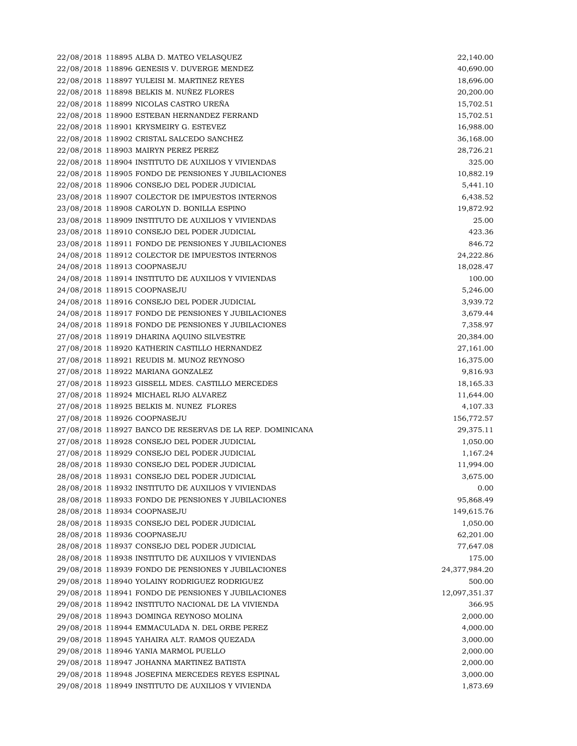| | | | |
|---|---|---|---|
| 22/08/2018 | 118895 | ALBA D. MATEO VELASQUEZ | 22,140.00 |
| 22/08/2018 | 118896 | GENESIS V. DUVERGE MENDEZ | 40,690.00 |
| 22/08/2018 | 118897 | YULEISI M. MARTINEZ REYES | 18,696.00 |
| 22/08/2018 | 118898 | BELKIS M. NUÑEZ FLORES | 20,200.00 |
| 22/08/2018 | 118899 | NICOLAS CASTRO UREÑA | 15,702.51 |
| 22/08/2018 | 118900 | ESTEBAN HERNANDEZ FERRAND | 15,702.51 |
| 22/08/2018 | 118901 | KRYSMEIRY G. ESTEVEZ | 16,988.00 |
| 22/08/2018 | 118902 | CRISTAL SALCEDO SANCHEZ | 36,168.00 |
| 22/08/2018 | 118903 | MAIRYN PEREZ PEREZ | 28,726.21 |
| 22/08/2018 | 118904 | INSTITUTO DE AUXILIOS Y VIVIENDAS | 325.00 |
| 22/08/2018 | 118905 | FONDO DE PENSIONES Y JUBILACIONES | 10,882.19 |
| 22/08/2018 | 118906 | CONSEJO DEL PODER JUDICIAL | 5,441.10 |
| 23/08/2018 | 118907 | COLECTOR DE IMPUESTOS INTERNOS | 6,438.52 |
| 23/08/2018 | 118908 | CAROLYN D. BONILLA ESPINO | 19,872.92 |
| 23/08/2018 | 118909 | INSTITUTO DE AUXILIOS Y VIVIENDAS | 25.00 |
| 23/08/2018 | 118910 | CONSEJO DEL PODER JUDICIAL | 423.36 |
| 23/08/2018 | 118911 | FONDO DE PENSIONES Y JUBILACIONES | 846.72 |
| 24/08/2018 | 118912 | COLECTOR DE IMPUESTOS INTERNOS | 24,222.86 |
| 24/08/2018 | 118913 | COOPNASEJU | 18,028.47 |
| 24/08/2018 | 118914 | INSTITUTO DE AUXILIOS Y VIVIENDAS | 100.00 |
| 24/08/2018 | 118915 | COOPNASEJU | 5,246.00 |
| 24/08/2018 | 118916 | CONSEJO DEL PODER JUDICIAL | 3,939.72 |
| 24/08/2018 | 118917 | FONDO DE PENSIONES Y JUBILACIONES | 3,679.44 |
| 24/08/2018 | 118918 | FONDO DE PENSIONES Y JUBILACIONES | 7,358.97 |
| 27/08/2018 | 118919 | DHARINA AQUINO SILVESTRE | 20,384.00 |
| 27/08/2018 | 118920 | KATHERIN CASTILLO HERNANDEZ | 27,161.00 |
| 27/08/2018 | 118921 | REUDIS M. MUNOZ REYNOSO | 16,375.00 |
| 27/08/2018 | 118922 | MARIANA GONZALEZ | 9,816.93 |
| 27/08/2018 | 118923 | GISSELL MDES. CASTILLO MERCEDES | 18,165.33 |
| 27/08/2018 | 118924 | MICHAEL RIJO ALVAREZ | 11,644.00 |
| 27/08/2018 | 118925 | BELKIS M. NUNEZ FLORES | 4,107.33 |
| 27/08/2018 | 118926 | COOPNASEJU | 156,772.57 |
| 27/08/2018 | 118927 | BANCO DE RESERVAS DE LA REP. DOMINICANA | 29,375.11 |
| 27/08/2018 | 118928 | CONSEJO DEL PODER JUDICIAL | 1,050.00 |
| 27/08/2018 | 118929 | CONSEJO DEL PODER JUDICIAL | 1,167.24 |
| 28/08/2018 | 118930 | CONSEJO DEL PODER JUDICIAL | 11,994.00 |
| 28/08/2018 | 118931 | CONSEJO DEL PODER JUDICIAL | 3,675.00 |
| 28/08/2018 | 118932 | INSTITUTO DE AUXILIOS Y VIVIENDAS | 0.00 |
| 28/08/2018 | 118933 | FONDO DE PENSIONES Y JUBILACIONES | 95,868.49 |
| 28/08/2018 | 118934 | COOPNASEJU | 149,615.76 |
| 28/08/2018 | 118935 | CONSEJO DEL PODER JUDICIAL | 1,050.00 |
| 28/08/2018 | 118936 | COOPNASEJU | 62,201.00 |
| 28/08/2018 | 118937 | CONSEJO DEL PODER JUDICIAL | 77,647.08 |
| 28/08/2018 | 118938 | INSTITUTO DE AUXILIOS Y VIVIENDAS | 175.00 |
| 29/08/2018 | 118939 | FONDO DE PENSIONES Y JUBILACIONES | 24,377,984.20 |
| 29/08/2018 | 118940 | YOLAINY RODRIGUEZ RODRIGUEZ | 500.00 |
| 29/08/2018 | 118941 | FONDO DE PENSIONES Y JUBILACIONES | 12,097,351.37 |
| 29/08/2018 | 118942 | INSTITUTO NACIONAL DE LA VIVIENDA | 366.95 |
| 29/08/2018 | 118943 | DOMINGA REYNOSO MOLINA | 2,000.00 |
| 29/08/2018 | 118944 | EMMACULADA N. DEL ORBE PEREZ | 4,000.00 |
| 29/08/2018 | 118945 | YAHAIRA ALT. RAMOS QUEZADA | 3,000.00 |
| 29/08/2018 | 118946 | YANIA MARMOL PUELLO | 2,000.00 |
| 29/08/2018 | 118947 | JOHANNA MARTINEZ BATISTA | 2,000.00 |
| 29/08/2018 | 118948 | JOSEFINA MERCEDES REYES ESPINAL | 3,000.00 |
| 29/08/2018 | 118949 | INSTITUTO DE AUXILIOS Y VIVIENDA | 1,873.69 |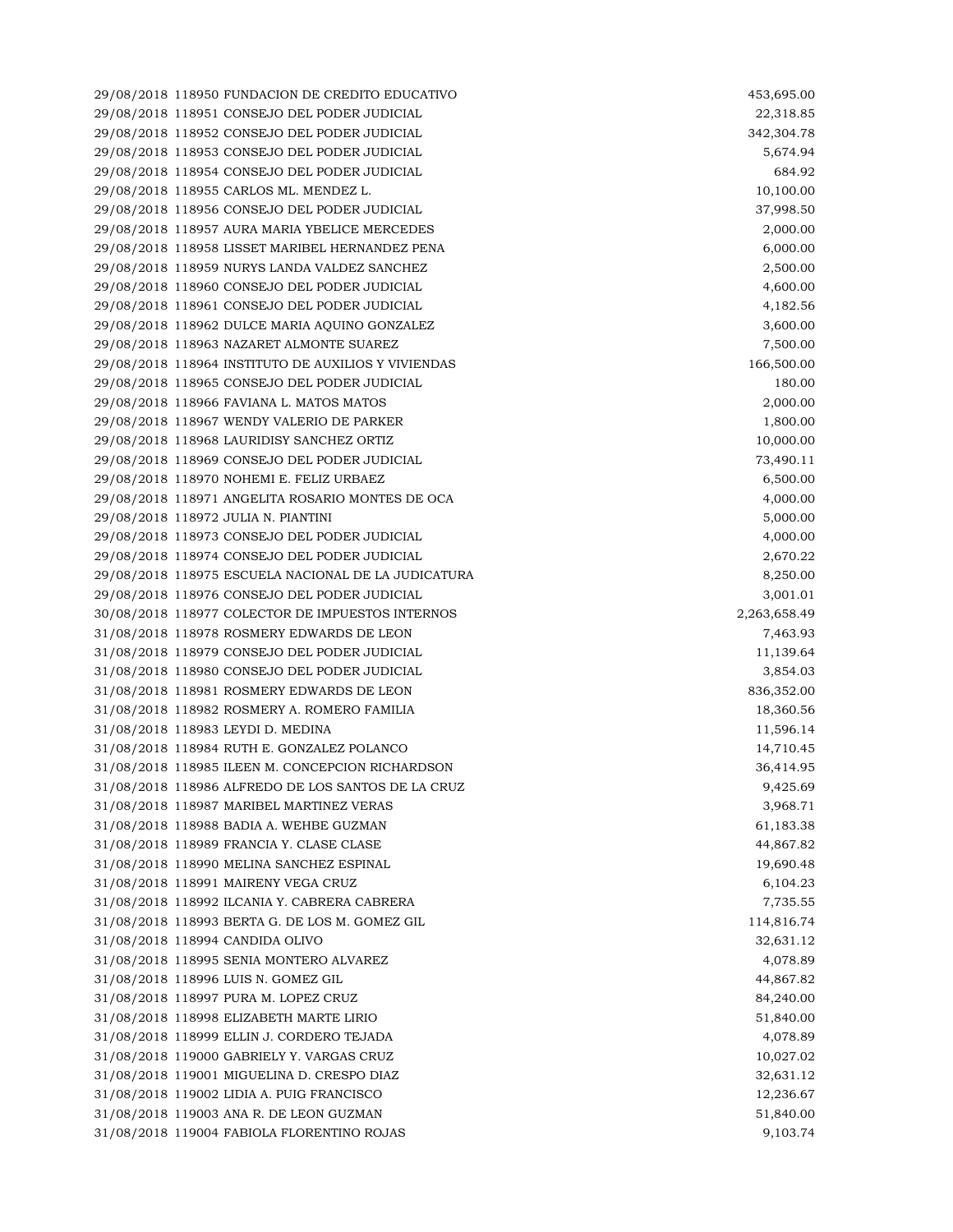| | | | |
|---|---|---|---|
| 29/08/2018 | 118950 | FUNDACION DE CREDITO EDUCATIVO | 453,695.00 |
| 29/08/2018 | 118951 | CONSEJO DEL PODER JUDICIAL | 22,318.85 |
| 29/08/2018 | 118952 | CONSEJO DEL PODER JUDICIAL | 342,304.78 |
| 29/08/2018 | 118953 | CONSEJO DEL PODER JUDICIAL | 5,674.94 |
| 29/08/2018 | 118954 | CONSEJO DEL PODER JUDICIAL | 684.92 |
| 29/08/2018 | 118955 | CARLOS ML. MENDEZ L. | 10,100.00 |
| 29/08/2018 | 118956 | CONSEJO DEL PODER JUDICIAL | 37,998.50 |
| 29/08/2018 | 118957 | AURA MARIA YBELICE MERCEDES | 2,000.00 |
| 29/08/2018 | 118958 | LISSET MARIBEL HERNANDEZ PENA | 6,000.00 |
| 29/08/2018 | 118959 | NURYS LANDA VALDEZ SANCHEZ | 2,500.00 |
| 29/08/2018 | 118960 | CONSEJO DEL PODER JUDICIAL | 4,600.00 |
| 29/08/2018 | 118961 | CONSEJO DEL PODER JUDICIAL | 4,182.56 |
| 29/08/2018 | 118962 | DULCE MARIA AQUINO GONZALEZ | 3,600.00 |
| 29/08/2018 | 118963 | NAZARET ALMONTE SUAREZ | 7,500.00 |
| 29/08/2018 | 118964 | INSTITUTO DE AUXILIOS Y VIVIENDAS | 166,500.00 |
| 29/08/2018 | 118965 | CONSEJO DEL PODER JUDICIAL | 180.00 |
| 29/08/2018 | 118966 | FAVIANA L. MATOS MATOS | 2,000.00 |
| 29/08/2018 | 118967 | WENDY VALERIO DE PARKER | 1,800.00 |
| 29/08/2018 | 118968 | LAURIDISY SANCHEZ ORTIZ | 10,000.00 |
| 29/08/2018 | 118969 | CONSEJO DEL PODER JUDICIAL | 73,490.11 |
| 29/08/2018 | 118970 | NOHEMI E. FELIZ URBAEZ | 6,500.00 |
| 29/08/2018 | 118971 | ANGELITA ROSARIO MONTES DE OCA | 4,000.00 |
| 29/08/2018 | 118972 | JULIA N. PIANTINI | 5,000.00 |
| 29/08/2018 | 118973 | CONSEJO DEL PODER JUDICIAL | 4,000.00 |
| 29/08/2018 | 118974 | CONSEJO DEL PODER JUDICIAL | 2,670.22 |
| 29/08/2018 | 118975 | ESCUELA NACIONAL DE LA JUDICATURA | 8,250.00 |
| 29/08/2018 | 118976 | CONSEJO DEL PODER JUDICIAL | 3,001.01 |
| 30/08/2018 | 118977 | COLECTOR DE IMPUESTOS INTERNOS | 2,263,658.49 |
| 31/08/2018 | 118978 | ROSMERY EDWARDS DE LEON | 7,463.93 |
| 31/08/2018 | 118979 | CONSEJO DEL PODER JUDICIAL | 11,139.64 |
| 31/08/2018 | 118980 | CONSEJO DEL PODER JUDICIAL | 3,854.03 |
| 31/08/2018 | 118981 | ROSMERY EDWARDS DE LEON | 836,352.00 |
| 31/08/2018 | 118982 | ROSMERY A. ROMERO FAMILIA | 18,360.56 |
| 31/08/2018 | 118983 | LEYDI D. MEDINA | 11,596.14 |
| 31/08/2018 | 118984 | RUTH E. GONZALEZ POLANCO | 14,710.45 |
| 31/08/2018 | 118985 | ILEEN M. CONCEPCION RICHARDSON | 36,414.95 |
| 31/08/2018 | 118986 | ALFREDO DE LOS SANTOS DE LA CRUZ | 9,425.69 |
| 31/08/2018 | 118987 | MARIBEL MARTINEZ VERAS | 3,968.71 |
| 31/08/2018 | 118988 | BADIA A. WEHBE GUZMAN | 61,183.38 |
| 31/08/2018 | 118989 | FRANCIA Y. CLASE CLASE | 44,867.82 |
| 31/08/2018 | 118990 | MELINA SANCHEZ ESPINAL | 19,690.48 |
| 31/08/2018 | 118991 | MAIRENY VEGA CRUZ | 6,104.23 |
| 31/08/2018 | 118992 | ILCANIA Y. CABRERA CABRERA | 7,735.55 |
| 31/08/2018 | 118993 | BERTA G. DE LOS M. GOMEZ GIL | 114,816.74 |
| 31/08/2018 | 118994 | CANDIDA OLIVO | 32,631.12 |
| 31/08/2018 | 118995 | SENIA MONTERO ALVAREZ | 4,078.89 |
| 31/08/2018 | 118996 | LUIS N. GOMEZ GIL | 44,867.82 |
| 31/08/2018 | 118997 | PURA M. LOPEZ CRUZ | 84,240.00 |
| 31/08/2018 | 118998 | ELIZABETH MARTE LIRIO | 51,840.00 |
| 31/08/2018 | 118999 | ELLIN J. CORDERO TEJADA | 4,078.89 |
| 31/08/2018 | 119000 | GABRIELY Y. VARGAS CRUZ | 10,027.02 |
| 31/08/2018 | 119001 | MIGUELINA D. CRESPO DIAZ | 32,631.12 |
| 31/08/2018 | 119002 | LIDIA A. PUIG FRANCISCO | 12,236.67 |
| 31/08/2018 | 119003 | ANA R. DE LEON GUZMAN | 51,840.00 |
| 31/08/2018 | 119004 | FABIOLA FLORENTINO ROJAS | 9,103.74 |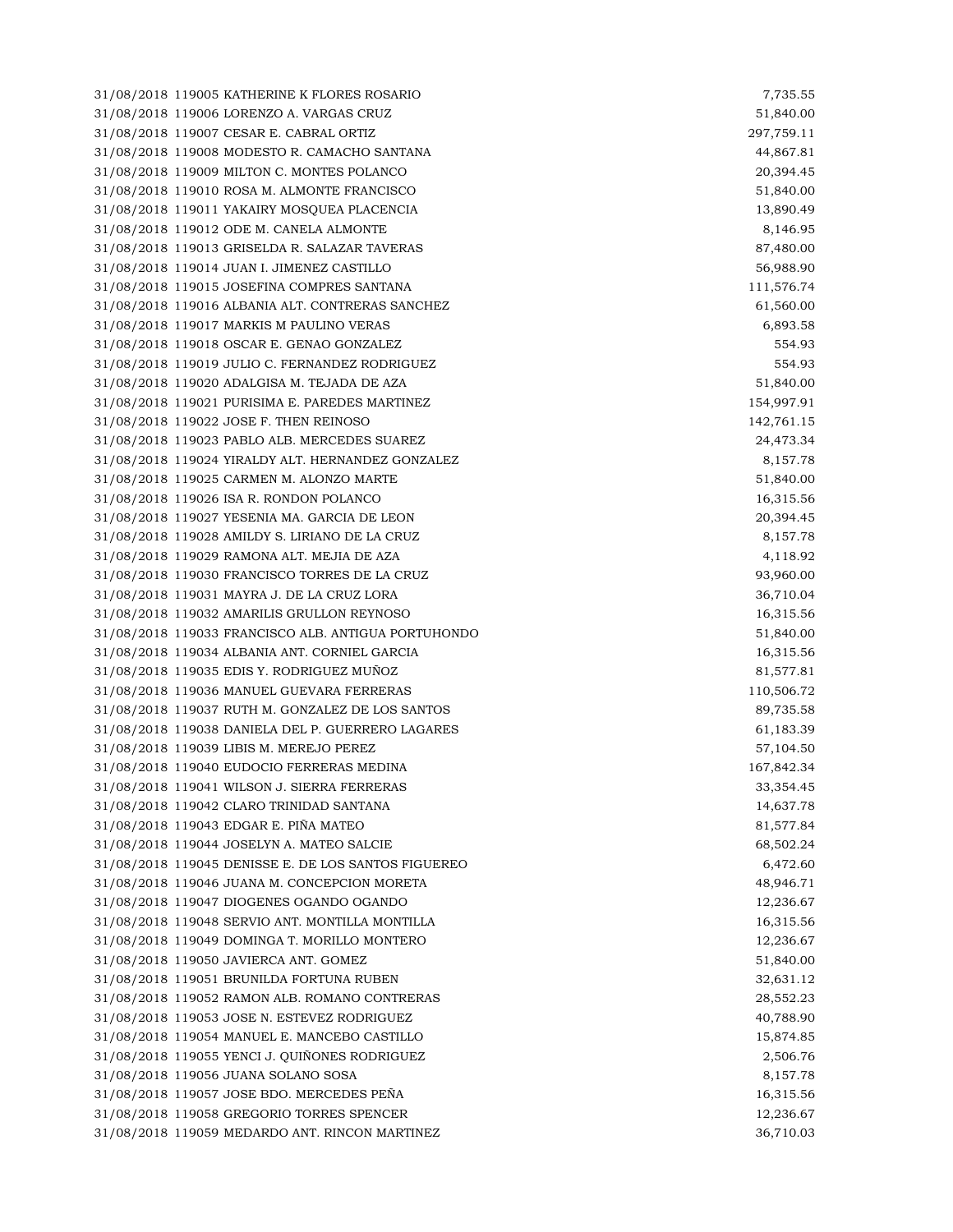| | | | |
|---|---|---|---|
| 31/08/2018 | 119005 | KATHERINE K FLORES ROSARIO | 7,735.55 |
| 31/08/2018 | 119006 | LORENZO A. VARGAS CRUZ | 51,840.00 |
| 31/08/2018 | 119007 | CESAR E. CABRAL ORTIZ | 297,759.11 |
| 31/08/2018 | 119008 | MODESTO R. CAMACHO SANTANA | 44,867.81 |
| 31/08/2018 | 119009 | MILTON C. MONTES POLANCO | 20,394.45 |
| 31/08/2018 | 119010 | ROSA M. ALMONTE FRANCISCO | 51,840.00 |
| 31/08/2018 | 119011 | YAKAIRY MOSQUEA PLACENCIA | 13,890.49 |
| 31/08/2018 | 119012 | ODE M. CANELA ALMONTE | 8,146.95 |
| 31/08/2018 | 119013 | GRISELDA R. SALAZAR TAVERAS | 87,480.00 |
| 31/08/2018 | 119014 | JUAN I. JIMENEZ CASTILLO | 56,988.90 |
| 31/08/2018 | 119015 | JOSEFINA COMPRES SANTANA | 111,576.74 |
| 31/08/2018 | 119016 | ALBANIA ALT. CONTRERAS SANCHEZ | 61,560.00 |
| 31/08/2018 | 119017 | MARKIS M PAULINO VERAS | 6,893.58 |
| 31/08/2018 | 119018 | OSCAR E. GENAO GONZALEZ | 554.93 |
| 31/08/2018 | 119019 | JULIO C. FERNANDEZ RODRIGUEZ | 554.93 |
| 31/08/2018 | 119020 | ADALGISA M. TEJADA DE AZA | 51,840.00 |
| 31/08/2018 | 119021 | PURISIMA E. PAREDES MARTINEZ | 154,997.91 |
| 31/08/2018 | 119022 | JOSE F. THEN REINOSO | 142,761.15 |
| 31/08/2018 | 119023 | PABLO ALB. MERCEDES SUAREZ | 24,473.34 |
| 31/08/2018 | 119024 | YIRALDY ALT. HERNANDEZ GONZALEZ | 8,157.78 |
| 31/08/2018 | 119025 | CARMEN M. ALONZO MARTE | 51,840.00 |
| 31/08/2018 | 119026 | ISA R. RONDON POLANCO | 16,315.56 |
| 31/08/2018 | 119027 | YESENIA MA. GARCIA DE LEON | 20,394.45 |
| 31/08/2018 | 119028 | AMILDY S. LIRIANO DE LA CRUZ | 8,157.78 |
| 31/08/2018 | 119029 | RAMONA ALT. MEJIA DE AZA | 4,118.92 |
| 31/08/2018 | 119030 | FRANCISCO TORRES DE LA CRUZ | 93,960.00 |
| 31/08/2018 | 119031 | MAYRA J. DE LA CRUZ LORA | 36,710.04 |
| 31/08/2018 | 119032 | AMARILIS GRULLON REYNOSO | 16,315.56 |
| 31/08/2018 | 119033 | FRANCISCO ALB. ANTIGUA PORTUHONDO | 51,840.00 |
| 31/08/2018 | 119034 | ALBANIA ANT. CORNIEL GARCIA | 16,315.56 |
| 31/08/2018 | 119035 | EDIS Y. RODRIGUEZ MUÑOZ | 81,577.81 |
| 31/08/2018 | 119036 | MANUEL GUEVARA FERRERAS | 110,506.72 |
| 31/08/2018 | 119037 | RUTH M. GONZALEZ DE LOS SANTOS | 89,735.58 |
| 31/08/2018 | 119038 | DANIELA DEL P. GUERRERO LAGARES | 61,183.39 |
| 31/08/2018 | 119039 | LIBIS M. MEREJO PEREZ | 57,104.50 |
| 31/08/2018 | 119040 | EUDOCIO FERRERAS MEDINA | 167,842.34 |
| 31/08/2018 | 119041 | WILSON J. SIERRA FERRERAS | 33,354.45 |
| 31/08/2018 | 119042 | CLARO TRINIDAD SANTANA | 14,637.78 |
| 31/08/2018 | 119043 | EDGAR E. PIÑA MATEO | 81,577.84 |
| 31/08/2018 | 119044 | JOSELYN A. MATEO SALCIE | 68,502.24 |
| 31/08/2018 | 119045 | DENISSE E. DE LOS SANTOS FIGUEREO | 6,472.60 |
| 31/08/2018 | 119046 | JUANA M. CONCEPCION MORETA | 48,946.71 |
| 31/08/2018 | 119047 | DIOGENES OGANDO OGANDO | 12,236.67 |
| 31/08/2018 | 119048 | SERVIO ANT. MONTILLA MONTILLA | 16,315.56 |
| 31/08/2018 | 119049 | DOMINGA T. MORILLO MONTERO | 12,236.67 |
| 31/08/2018 | 119050 | JAVIERCA ANT. GOMEZ | 51,840.00 |
| 31/08/2018 | 119051 | BRUNILDA FORTUNA RUBEN | 32,631.12 |
| 31/08/2018 | 119052 | RAMON ALB. ROMANO CONTRERAS | 28,552.23 |
| 31/08/2018 | 119053 | JOSE N. ESTEVEZ RODRIGUEZ | 40,788.90 |
| 31/08/2018 | 119054 | MANUEL E. MANCEBO CASTILLO | 15,874.85 |
| 31/08/2018 | 119055 | YENCI J. QUIÑONES RODRIGUEZ | 2,506.76 |
| 31/08/2018 | 119056 | JUANA SOLANO SOSA | 8,157.78 |
| 31/08/2018 | 119057 | JOSE BDO. MERCEDES PEÑA | 16,315.56 |
| 31/08/2018 | 119058 | GREGORIO TORRES SPENCER | 12,236.67 |
| 31/08/2018 | 119059 | MEDARDO ANT. RINCON MARTINEZ | 36,710.03 |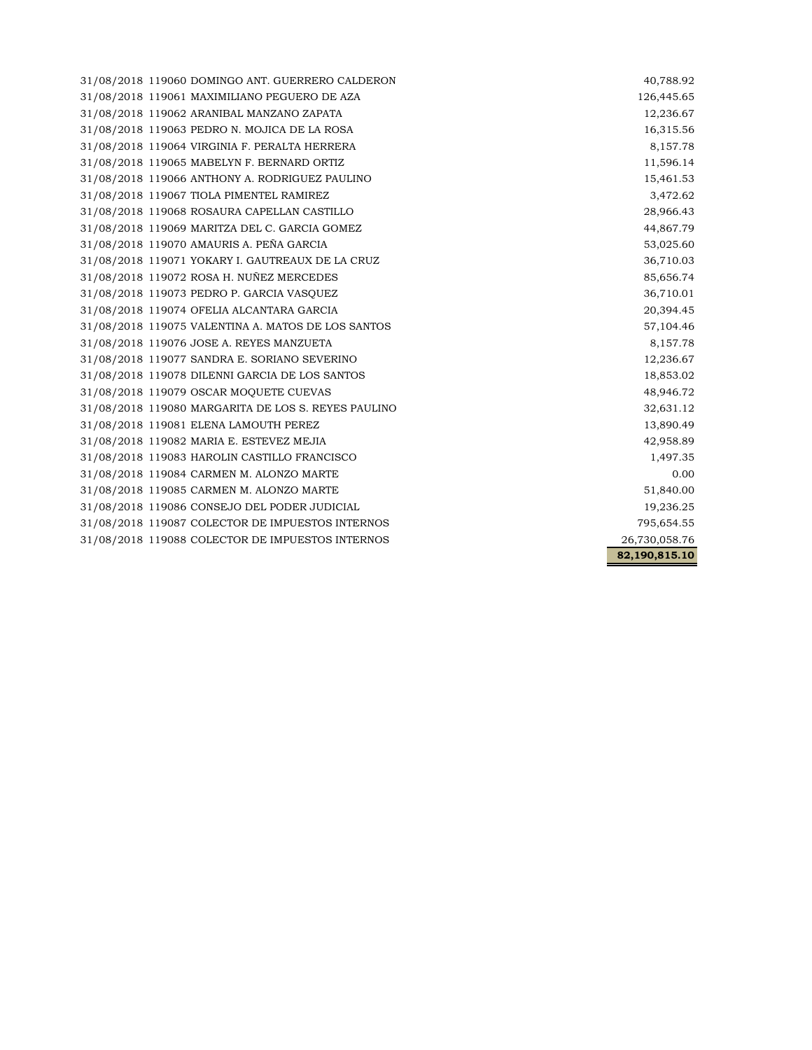| | | | |
|---|---|---|---|
| 31/08/2018 | 119060 | DOMINGO ANT. GUERRERO CALDERON | 40,788.92 |
| 31/08/2018 | 119061 | MAXIMILIANO PEGUERO DE AZA | 126,445.65 |
| 31/08/2018 | 119062 | ARANIBAL MANZANO ZAPATA | 12,236.67 |
| 31/08/2018 | 119063 | PEDRO N. MOJICA DE LA ROSA | 16,315.56 |
| 31/08/2018 | 119064 | VIRGINIA F. PERALTA HERRERA | 8,157.78 |
| 31/08/2018 | 119065 | MABELYN F. BERNARD ORTIZ | 11,596.14 |
| 31/08/2018 | 119066 | ANTHONY A. RODRIGUEZ PAULINO | 15,461.53 |
| 31/08/2018 | 119067 | TIOLA PIMENTEL RAMIREZ | 3,472.62 |
| 31/08/2018 | 119068 | ROSAURA CAPELLAN CASTILLO | 28,966.43 |
| 31/08/2018 | 119069 | MARITZA DEL C. GARCIA GOMEZ | 44,867.79 |
| 31/08/2018 | 119070 | AMAURIS A. PEÑA GARCIA | 53,025.60 |
| 31/08/2018 | 119071 | YOKARY I. GAUTREAUX DE LA CRUZ | 36,710.03 |
| 31/08/2018 | 119072 | ROSA H. NUÑEZ MERCEDES | 85,656.74 |
| 31/08/2018 | 119073 | PEDRO P. GARCIA VASQUEZ | 36,710.01 |
| 31/08/2018 | 119074 | OFELIA ALCANTARA GARCIA | 20,394.45 |
| 31/08/2018 | 119075 | VALENTINA A. MATOS DE LOS SANTOS | 57,104.46 |
| 31/08/2018 | 119076 | JOSE A. REYES MANZUETA | 8,157.78 |
| 31/08/2018 | 119077 | SANDRA E. SORIANO SEVERINO | 12,236.67 |
| 31/08/2018 | 119078 | DILENNI GARCIA DE LOS SANTOS | 18,853.02 |
| 31/08/2018 | 119079 | OSCAR MOQUETE CUEVAS | 48,946.72 |
| 31/08/2018 | 119080 | MARGARITA DE LOS S. REYES PAULINO | 32,631.12 |
| 31/08/2018 | 119081 | ELENA LAMOUTH PEREZ | 13,890.49 |
| 31/08/2018 | 119082 | MARIA E. ESTEVEZ MEJIA | 42,958.89 |
| 31/08/2018 | 119083 | HAROLIN CASTILLO FRANCISCO | 1,497.35 |
| 31/08/2018 | 119084 | CARMEN M. ALONZO MARTE | 0.00 |
| 31/08/2018 | 119085 | CARMEN M. ALONZO MARTE | 51,840.00 |
| 31/08/2018 | 119086 | CONSEJO DEL PODER JUDICIAL | 19,236.25 |
| 31/08/2018 | 119087 | COLECTOR DE IMPUESTOS INTERNOS | 795,654.55 |
| 31/08/2018 | 119088 | COLECTOR DE IMPUESTOS INTERNOS | 26,730,058.76 |
| | | | **82,190,815.10** |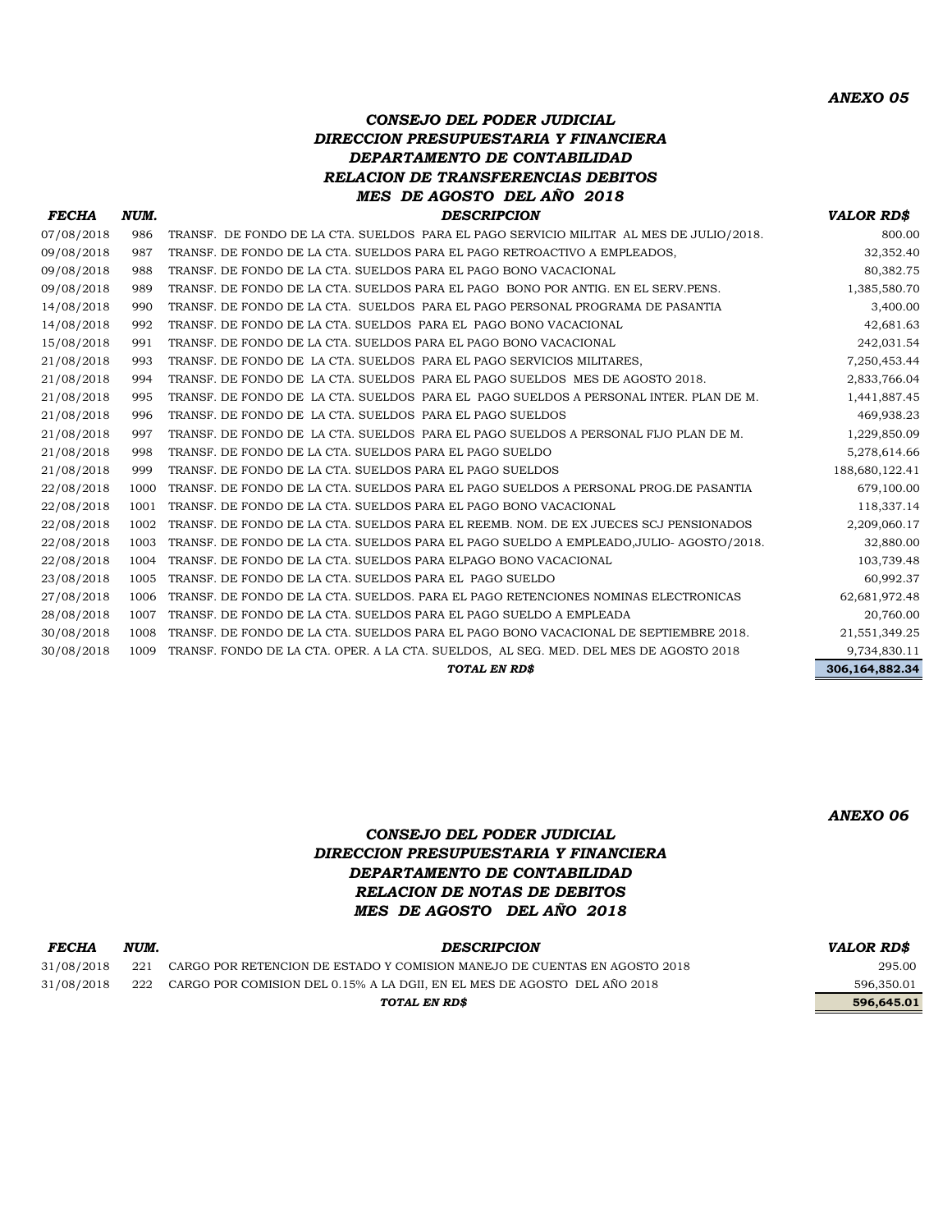*ANEXO 05*

### *CONSEJO DEL PODER JUDICIAL*
### *DIRECCION PRESUPUESTARIA Y FINANCIERA*
### *DEPARTAMENTO DE CONTABILIDAD*
### *RELACION DE TRANSFERENCIAS DEBITOS*
### *MES DE AGOSTO DEL AÑO 2018*

| *FECHA* | *NUM.* | *DESCRIPCION* | *VALOR RD$* |
|---|---|---|---|
| 07/08/2018 | 986 | TRANSF. DE FONDO DE LA CTA. SUELDOS PARA EL PAGO SERVICIO MILITAR AL MES DE JULIO/2018. | 800.00 |
| 09/08/2018 | 987 | TRANSF. DE FONDO DE LA CTA. SUELDOS PARA EL PAGO RETROACTIVO A EMPLEADOS, | 32,352.40 |
| 09/08/2018 | 988 | TRANSF. DE FONDO DE LA CTA. SUELDOS PARA EL PAGO BONO VACACIONAL | 80,382.75 |
| 09/08/2018 | 989 | TRANSF. DE FONDO DE LA CTA. SUELDOS PARA EL PAGO BONO POR ANTIG. EN EL SERV.PENS. | 1,385,580.70 |
| 14/08/2018 | 990 | TRANSF. DE FONDO DE LA CTA. SUELDOS PARA EL PAGO PERSONAL PROGRAMA DE PASANTIA | 3,400.00 |
| 14/08/2018 | 992 | TRANSF. DE FONDO DE LA CTA. SUELDOS PARA EL PAGO BONO VACACIONAL | 42,681.63 |
| 15/08/2018 | 991 | TRANSF. DE FONDO DE LA CTA. SUELDOS PARA EL PAGO BONO VACACIONAL | 242,031.54 |
| 21/08/2018 | 993 | TRANSF. DE FONDO DE LA CTA. SUELDOS PARA EL PAGO SERVICIOS MILITARES, | 7,250,453.44 |
| 21/08/2018 | 994 | TRANSF. DE FONDO DE LA CTA. SUELDOS PARA EL PAGO SUELDOS MES DE AGOSTO 2018. | 2,833,766.04 |
| 21/08/2018 | 995 | TRANSF. DE FONDO DE LA CTA. SUELDOS PARA EL PAGO SUELDOS A PERSONAL INTER. PLAN DE M. | 1,441,887.45 |
| 21/08/2018 | 996 | TRANSF. DE FONDO DE LA CTA. SUELDOS PARA EL PAGO SUELDOS | 469,938.23 |
| 21/08/2018 | 997 | TRANSF. DE FONDO DE LA CTA. SUELDOS PARA EL PAGO SUELDOS A PERSONAL FIJO PLAN DE M. | 1,229,850.09 |
| 21/08/2018 | 998 | TRANSF. DE FONDO DE LA CTA. SUELDOS PARA EL PAGO SUELDO | 5,278,614.66 |
| 21/08/2018 | 999 | TRANSF. DE FONDO DE LA CTA. SUELDOS PARA EL PAGO SUELDOS | 188,680,122.41 |
| 22/08/2018 | 1000 | TRANSF. DE FONDO DE LA CTA. SUELDOS PARA EL PAGO SUELDOS A PERSONAL PROG.DE PASANTIA | 679,100.00 |
| 22/08/2018 | 1001 | TRANSF. DE FONDO DE LA CTA. SUELDOS PARA EL PAGO BONO VACACIONAL | 118,337.14 |
| 22/08/2018 | 1002 | TRANSF. DE FONDO DE LA CTA. SUELDOS PARA EL REEMB. NOM. DE EX JUECES SCJ PENSIONADOS | 2,209,060.17 |
| 22/08/2018 | 1003 | TRANSF. DE FONDO DE LA CTA. SUELDOS PARA EL PAGO SUELDO A EMPLEADO,JULIO- AGOSTO/2018. | 32,880.00 |
| 22/08/2018 | 1004 | TRANSF. DE FONDO DE LA CTA. SUELDOS PARA ELPAGO BONO VACACIONAL | 103,739.48 |
| 23/08/2018 | 1005 | TRANSF. DE FONDO DE LA CTA. SUELDOS PARA EL PAGO SUELDO | 60,992.37 |
| 27/08/2018 | 1006 | TRANSF. DE FONDO DE LA CTA. SUELDOS. PARA EL PAGO RETENCIONES NOMINAS ELECTRONICAS | 62,681,972.48 |
| 28/08/2018 | 1007 | TRANSF. DE FONDO DE LA CTA. SUELDOS PARA EL PAGO SUELDO A EMPLEADA | 20,760.00 |
| 30/08/2018 | 1008 | TRANSF. DE FONDO DE LA CTA. SUELDOS PARA EL PAGO BONO VACACIONAL DE SEPTIEMBRE 2018. | 21,551,349.25 |
| 30/08/2018 | 1009 | TRANSF. FONDO DE LA CTA. OPER. A LA CTA. SUELDOS, AL SEG. MED. DEL MES DE AGOSTO 2018 | 9,734,830.11 |
| | | ***TOTAL EN RD$*** | **306,164,882.34** |

*ANEXO 06*

### *CONSEJO DEL PODER JUDICIAL*
### *DIRECCION PRESUPUESTARIA Y FINANCIERA*
### *DEPARTAMENTO DE CONTABILIDAD*
### *RELACION DE NOTAS DE DEBITOS*
### *MES DE AGOSTO DEL AÑO 2018*

| *FECHA* | *NUM.* | *DESCRIPCION* | *VALOR RD$* |
|---|---|---|---|
| 31/08/2018 | 221 | CARGO POR RETENCION DE ESTADO Y COMISION MANEJO DE CUENTAS EN AGOSTO 2018 | 295.00 |
| 31/08/2018 | 222 | CARGO POR COMISION DEL 0.15% A LA DGII, EN EL MES DE AGOSTO DEL AÑO 2018 | 596,350.01 |
| | | ***TOTAL EN RD$*** | **596,645.01** |